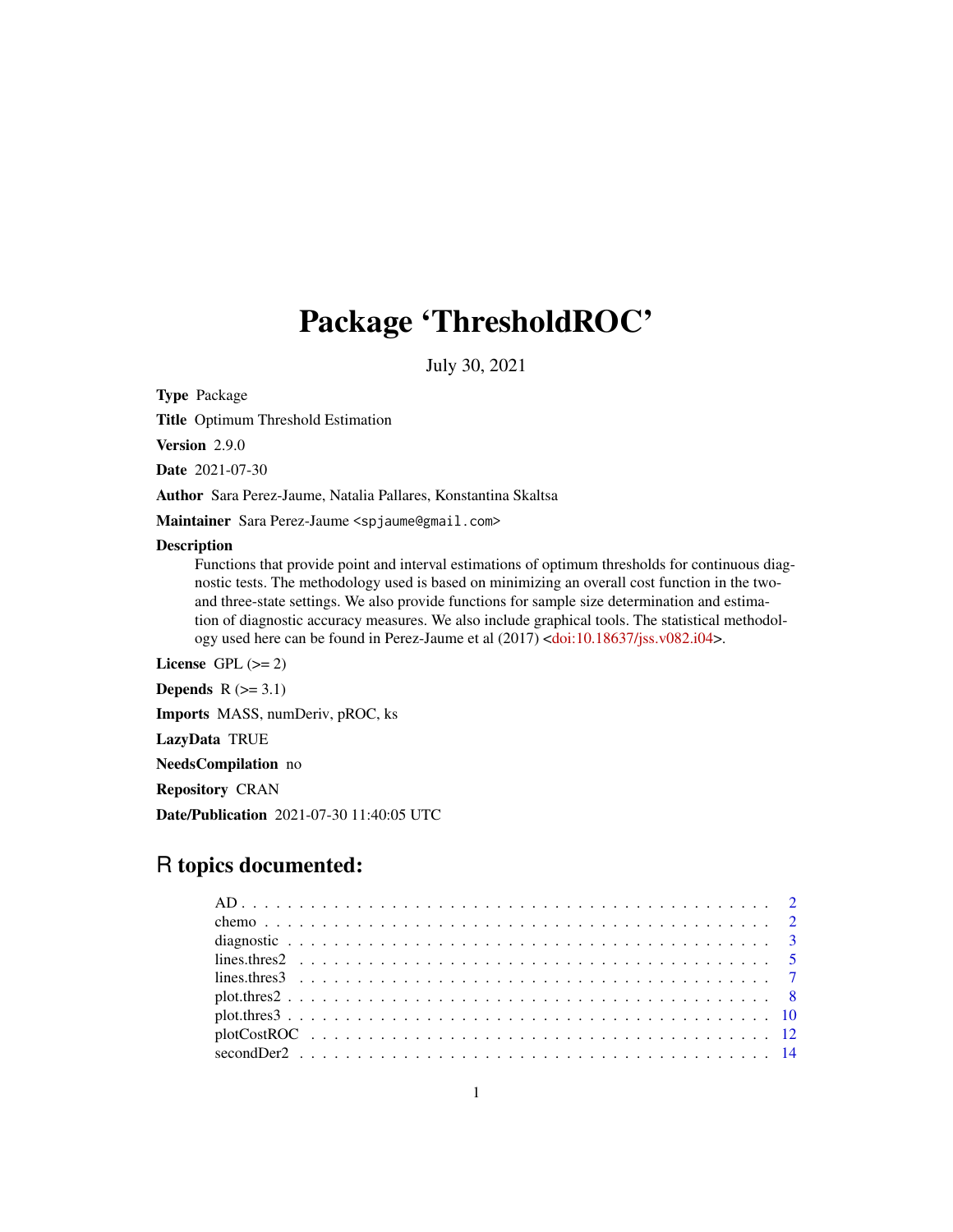# Package 'ThresholdROC'

July 30, 2021

**Type** Package

**Title** Optimum Threshold Estimation

**Version** 2.9.0

**Date** 2021-07-30

**Author** Sara Perez-Jaume, Natalia Pallares, Konstantina Skaltsa

**Maintainer** Sara Perez-Jaume <spjaume@gmail.com>

**Description**
Functions that provide point and interval estimations of optimum thresholds for continuous diagnostic tests. The methodology used is based on minimizing an overall cost function in the two- and three-state settings. We also provide functions for sample size determination and estimation of diagnostic accuracy measures. We also include graphical tools. The statistical methodology used here can be found in Perez-Jaume et al (2017) <doi:10.18637/jss.v082.i04>.

**License** GPL (>= 2)

**Depends** R (>= 3.1)

**Imports** MASS, numDeriv, pROC, ks

**LazyData** TRUE

**NeedsCompilation** no

**Repository** CRAN

**Date/Publication** 2021-07-30 11:40:05 UTC

## R topics documented:

| | |
|---|---|
| AD | 2 |
| chemo | 2 |
| diagnostic | 3 |
| lines.thres2 | 5 |
| lines.thres3 | 7 |
| plot.thres2 | 8 |
| plot.thres3 | 10 |
| plotCostROC | 12 |
| secondDer2 | 14 |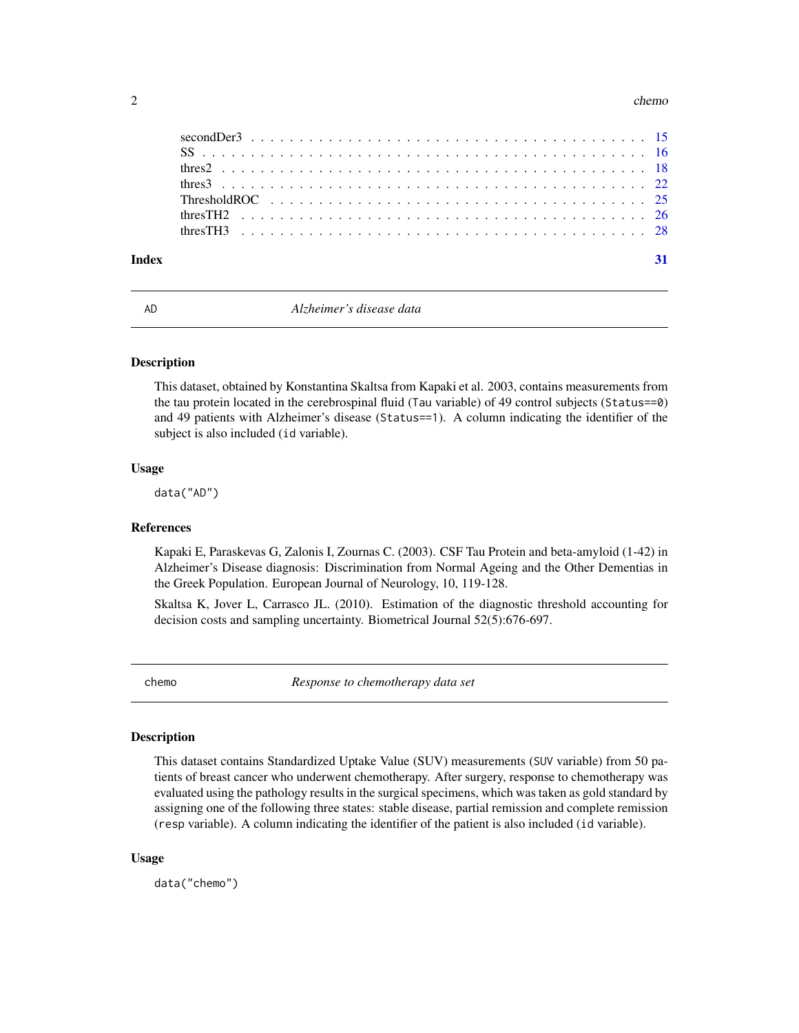secondDer3 . . . . . . . . . . . . . . . . . . . . . . . . . . . . . . . . . . . . . . . . 15
SS . . . . . . . . . . . . . . . . . . . . . . . . . . . . . . . . . . . . . . . . . . . . 16
thres2 . . . . . . . . . . . . . . . . . . . . . . . . . . . . . . . . . . . . . . . . . . 18
thres3 . . . . . . . . . . . . . . . . . . . . . . . . . . . . . . . . . . . . . . . . . . 22
ThresholdROC . . . . . . . . . . . . . . . . . . . . . . . . . . . . . . . . . . . . . . 25
thresTH2 . . . . . . . . . . . . . . . . . . . . . . . . . . . . . . . . . . . . . . . . 26
thresTH3 . . . . . . . . . . . . . . . . . . . . . . . . . . . . . . . . . . . . . . . . 28

**Index** **31**

---

## AD — *Alzheimer's disease data*

### Description

This dataset, obtained by Konstantina Skaltsa from Kapaki et al. 2003, contains measurements from the tau protein located in the cerebrospinal fluid (`Tau` variable) of 49 control subjects (`Status==0`) and 49 patients with Alzheimer's disease (`Status==1`). A column indicating the identifier of the subject is also included (`id` variable).

### Usage

```
data("AD")
```

### References

Kapaki E, Paraskevas G, Zalonis I, Zournas C. (2003). CSF Tau Protein and beta-amyloid (1-42) in Alzheimer's Disease diagnosis: Discrimination from Normal Ageing and the Other Dementias in the Greek Population. European Journal of Neurology, 10, 119-128.

Skaltsa K, Jover L, Carrasco JL. (2010). Estimation of the diagnostic threshold accounting for decision costs and sampling uncertainty. Biometrical Journal 52(5):676-697.

---

## chemo — *Response to chemotherapy data set*

### Description

This dataset contains Standardized Uptake Value (SUV) measurements (`SUV` variable) from 50 patients of breast cancer who underwent chemotherapy. After surgery, response to chemotherapy was evaluated using the pathology results in the surgical specimens, which was taken as gold standard by assigning one of the following three states: stable disease, partial remission and complete remission (`resp` variable). A column indicating the identifier of the patient is also included (`id` variable).

### Usage

```
data("chemo")
```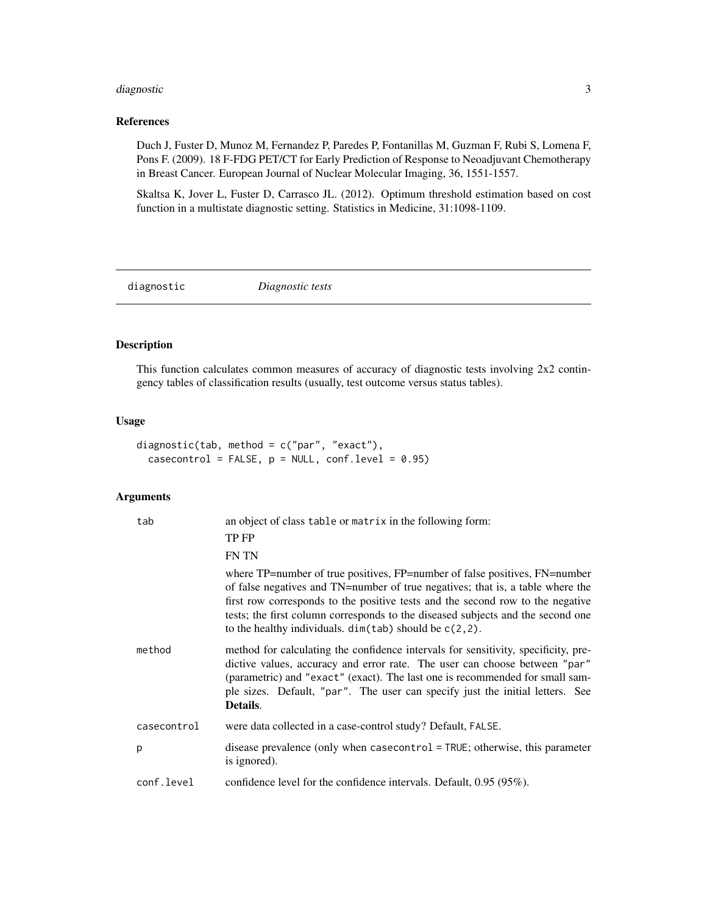### References

Duch J, Fuster D, Munoz M, Fernandez P, Paredes P, Fontanillas M, Guzman F, Rubi S, Lomena F, Pons F. (2009). 18 F-FDG PET/CT for Early Prediction of Response to Neoadjuvant Chemotherapy in Breast Cancer. European Journal of Nuclear Molecular Imaging, 36, 1551-1557.

Skaltsa K, Jover L, Fuster D, Carrasco JL. (2012). Optimum threshold estimation based on cost function in a multistate diagnostic setting. Statistics in Medicine, 31:1098-1109.

---

## diagnostic — *Diagnostic tests*

### Description

This function calculates common measures of accuracy of diagnostic tests involving 2x2 contingency tables of classification results (usually, test outcome versus status tables).

### Usage

```
diagnostic(tab, method = c("par", "exact"),
  casecontrol = FALSE, p = NULL, conf.level = 0.95)
```

### Arguments

| Argument | Description |
|---|---|
| `tab` | an object of class `table` or `matrix` in the following form:<br>TP FP<br>FN TN<br>where TP=number of true positives, FP=number of false positives, FN=number of false negatives and TN=number of true negatives; that is, a table where the first row corresponds to the positive tests and the second row to the negative tests; the first column corresponds to the diseased subjects and the second one to the healthy individuals. `dim(tab)` should be `c(2,2)`. |
| `method` | method for calculating the confidence intervals for sensitivity, specificity, predictive values, accuracy and error rate. The user can choose between `"par"` (parametric) and `"exact"` (exact). The last one is recommended for small sample sizes. Default, `"par"`. The user can specify just the initial letters. See **Details**. |
| `casecontrol` | were data collected in a case-control study? Default, `FALSE`. |
| `p` | disease prevalence (only when `casecontrol = TRUE`; otherwise, this parameter is ignored). |
| `conf.level` | confidence level for the confidence intervals. Default, 0.95 (95%). |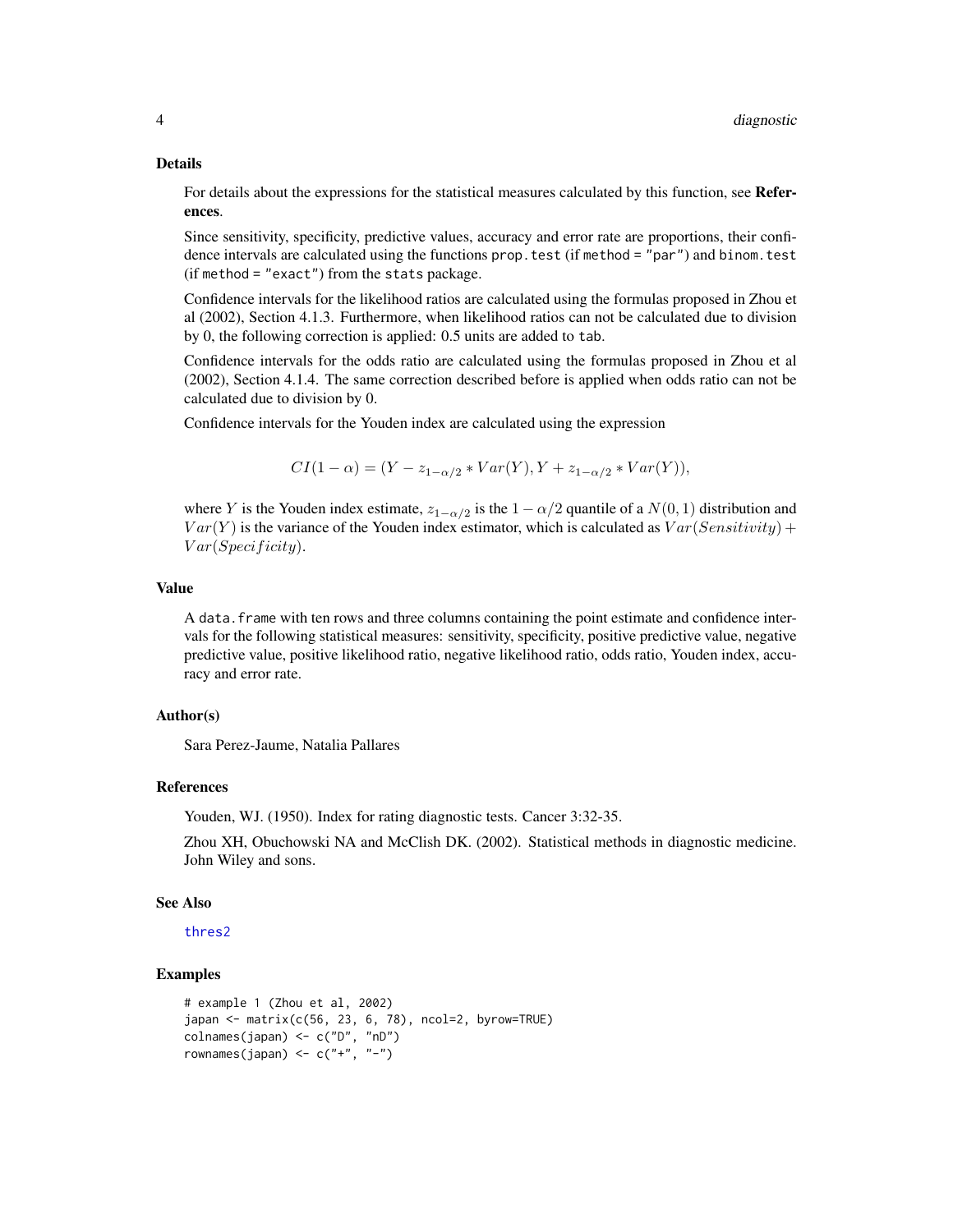## Details

For details about the expressions for the statistical measures calculated by this function, see **References**.

Since sensitivity, specificity, predictive values, accuracy and error rate are proportions, their confidence intervals are calculated using the functions `prop.test` (if `method = "par"`) and `binom.test` (if `method = "exact"`) from the `stats` package.

Confidence intervals for the likelihood ratios are calculated using the formulas proposed in Zhou et al (2002), Section 4.1.3. Furthermore, when likelihood ratios can not be calculated due to division by 0, the following correction is applied: 0.5 units are added to `tab`.

Confidence intervals for the odds ratio are calculated using the formulas proposed in Zhou et al (2002), Section 4.1.4. The same correction described before is applied when odds ratio can not be calculated due to division by 0.

Confidence intervals for the Youden index are calculated using the expression

$$CI(1-\alpha) = (Y - z_{1-\alpha/2} * Var(Y), Y + z_{1-\alpha/2} * Var(Y)),$$

where $Y$ is the Youden index estimate, $z_{1-\alpha/2}$ is the $1-\alpha/2$ quantile of a $N(0,1)$ distribution and $Var(Y)$ is the variance of the Youden index estimator, which is calculated as $Var(Sensitivity) + Var(Specificity)$.

## Value

A `data.frame` with ten rows and three columns containing the point estimate and confidence intervals for the following statistical measures: sensitivity, specificity, positive predictive value, negative predictive value, positive likelihood ratio, negative likelihood ratio, odds ratio, Youden index, accuracy and error rate.

## Author(s)

Sara Perez-Jaume, Natalia Pallares

## References

Youden, WJ. (1950). Index for rating diagnostic tests. Cancer 3:32-35.

Zhou XH, Obuchowski NA and McClish DK. (2002). Statistical methods in diagnostic medicine. John Wiley and sons.

## See Also

thres2

## Examples

```
# example 1 (Zhou et al, 2002)
japan <- matrix(c(56, 23, 6, 78), ncol=2, byrow=TRUE)
colnames(japan) <- c("D", "nD")
rownames(japan) <- c("+", "-")
```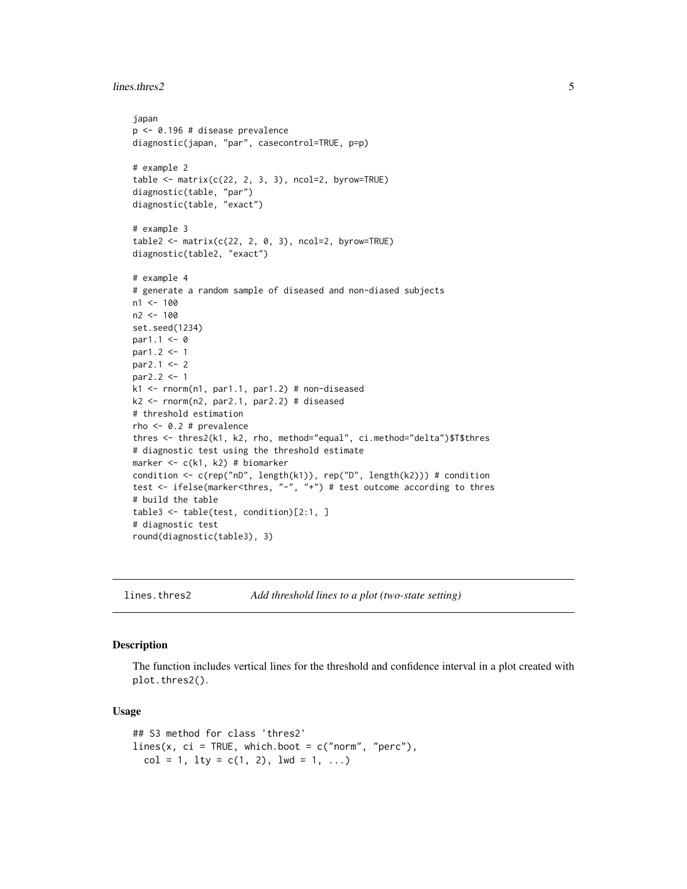```
japan
p <- 0.196 # disease prevalence
diagnostic(japan, "par", casecontrol=TRUE, p=p)

# example 2
table <- matrix(c(22, 2, 3, 3), ncol=2, byrow=TRUE)
diagnostic(table, "par")
diagnostic(table, "exact")

# example 3
table2 <- matrix(c(22, 2, 0, 3), ncol=2, byrow=TRUE)
diagnostic(table2, "exact")

# example 4
# generate a random sample of diseased and non-diased subjects
n1 <- 100
n2 <- 100
set.seed(1234)
par1.1 <- 0
par1.2 <- 1
par2.1 <- 2
par2.2 <- 1
k1 <- rnorm(n1, par1.1, par1.2) # non-diseased
k2 <- rnorm(n2, par2.1, par2.2) # diseased
# threshold estimation
rho <- 0.2 # prevalence
thres <- thres2(k1, k2, rho, method="equal", ci.method="delta")$T$thres
# diagnostic test using the threshold estimate
marker <- c(k1, k2) # biomarker
condition <- c(rep("nD", length(k1)), rep("D", length(k2))) # condition
test <- ifelse(marker<thres, "-", "+") # test outcome according to thres
# build the table
table3 <- table(test, condition)[2:1, ]
# diagnostic test
round(diagnostic(table3), 3)
```

## lines.thres2 — *Add threshold lines to a plot (two-state setting)*

### Description

The function includes vertical lines for the threshold and confidence interval in a plot created with `plot.thres2()`.

### Usage

```
## S3 method for class 'thres2'
lines(x, ci = TRUE, which.boot = c("norm", "perc"),
  col = 1, lty = c(1, 2), lwd = 1, ...)
```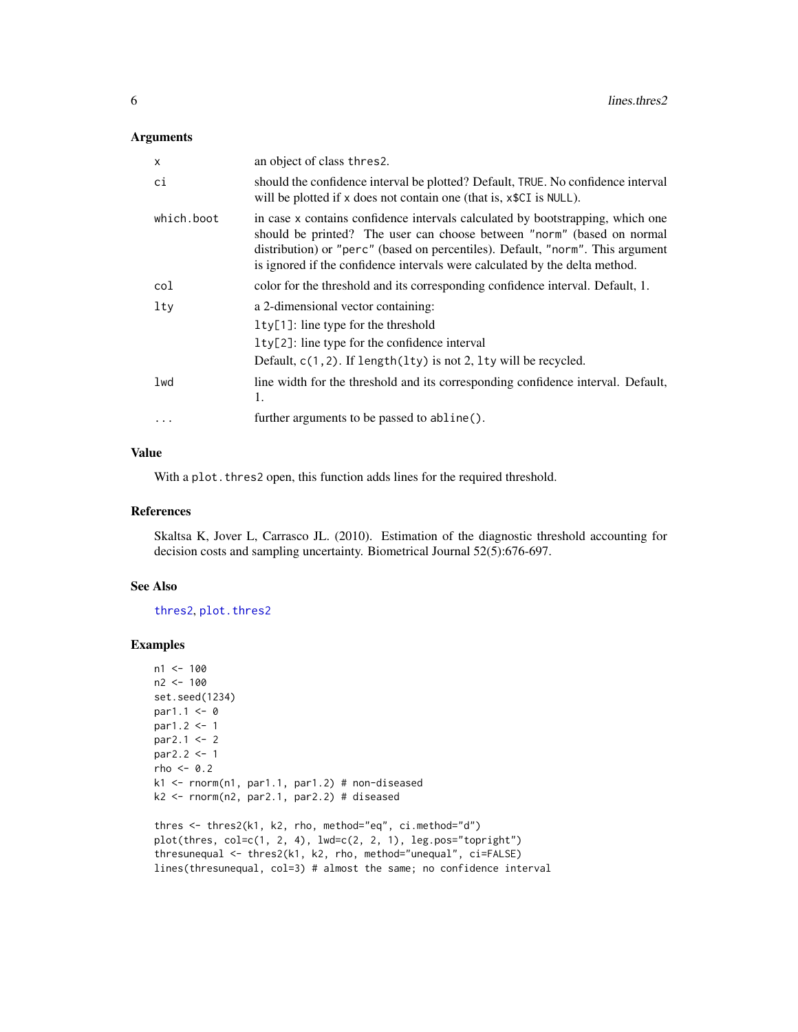## Arguments

| | |
|---|---|
| `x` | an object of class `thres2`. |
| `ci` | should the confidence interval be plotted? Default, `TRUE`. No confidence interval will be plotted if `x` does not contain one (that is, `x$CI` is `NULL`). |
| `which.boot` | in case `x` contains confidence intervals calculated by bootstrapping, which one should be printed? The user can choose between `"norm"` (based on normal distribution) or `"perc"` (based on percentiles). Default, `"norm"`. This argument is ignored if the confidence intervals were calculated by the delta method. |
| `col` | color for the threshold and its corresponding confidence interval. Default, 1. |
| `lty` | a 2-dimensional vector containing:<br>`lty[1]`: line type for the threshold<br>`lty[2]`: line type for the confidence interval<br>Default, `c(1,2)`. If `length(lty)` is not 2, `lty` will be recycled. |
| `lwd` | line width for the threshold and its corresponding confidence interval. Default, 1. |
| `...` | further arguments to be passed to `abline()`. |

## Value

With a `plot.thres2` open, this function adds lines for the required threshold.

## References

Skaltsa K, Jover L, Carrasco JL. (2010). Estimation of the diagnostic threshold accounting for decision costs and sampling uncertainty. Biometrical Journal 52(5):676-697.

## See Also

`thres2`, `plot.thres2`

## Examples

```
n1 <- 100
n2 <- 100
set.seed(1234)
par1.1 <- 0
par1.2 <- 1
par2.1 <- 2
par2.2 <- 1
rho <- 0.2
k1 <- rnorm(n1, par1.1, par1.2) # non-diseased
k2 <- rnorm(n2, par2.1, par2.2) # diseased

thres <- thres2(k1, k2, rho, method="eq", ci.method="d")
plot(thres, col=c(1, 2, 4), lwd=c(2, 2, 1), leg.pos="topright")
thresunequal <- thres2(k1, k2, rho, method="unequal", ci=FALSE)
lines(thresunequal, col=3) # almost the same; no confidence interval
```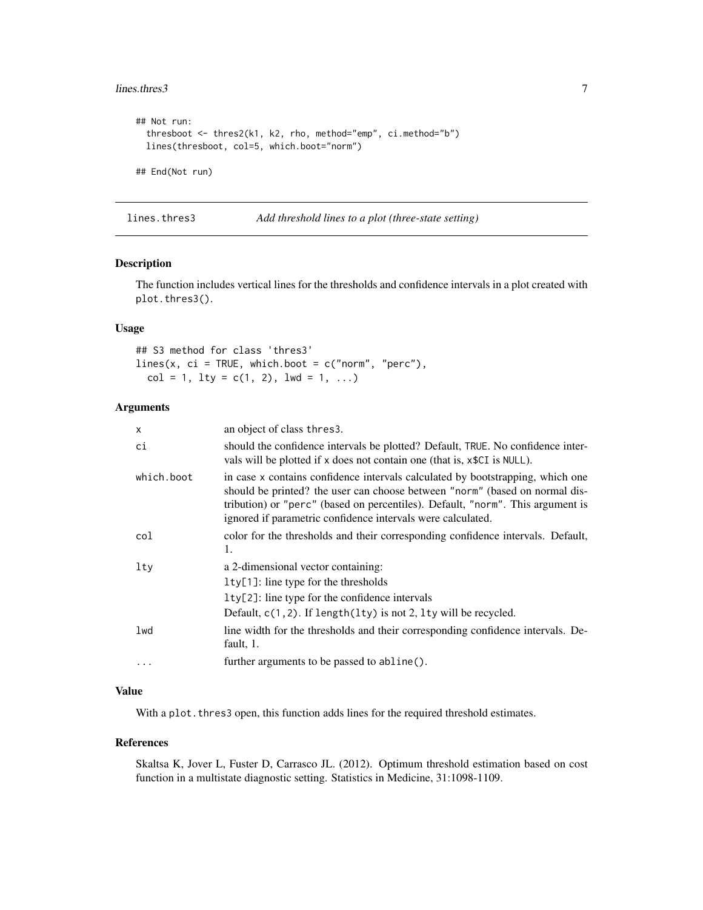```
## Not run:
  thresboot <- thres2(k1, k2, rho, method="emp", ci.method="b")
  lines(thresboot, col=5, which.boot="norm")

## End(Not run)
```

---

## lines.thres3 — *Add threshold lines to a plot (three-state setting)*

### Description

The function includes vertical lines for the thresholds and confidence intervals in a plot created with `plot.thres3()`.

### Usage

```
## S3 method for class 'thres3'
lines(x, ci = TRUE, which.boot = c("norm", "perc"),
  col = 1, lty = c(1, 2), lwd = 1, ...)
```

### Arguments

| | |
|---|---|
| `x` | an object of class `thres3`. |
| `ci` | should the confidence intervals be plotted? Default, `TRUE`. No confidence intervals will be plotted if `x` does not contain one (that is, `x$CI` is `NULL`). |
| `which.boot` | in case `x` contains confidence intervals calculated by bootstrapping, which one should be printed? the user can choose between `"norm"` (based on normal distribution) or `"perc"` (based on percentiles). Default, `"norm"`. This argument is ignored if parametric confidence intervals were calculated. |
| `col` | color for the thresholds and their corresponding confidence intervals. Default, 1. |
| `lty` | a 2-dimensional vector containing:<br>`lty[1]`: line type for the thresholds<br>`lty[2]`: line type for the confidence intervals<br>Default, `c(1,2)`. If `length(lty)` is not 2, `lty` will be recycled. |
| `lwd` | line width for the thresholds and their corresponding confidence intervals. Default, 1. |
| `...` | further arguments to be passed to `abline()`. |

### Value

With a `plot.thres3` open, this function adds lines for the required threshold estimates.

### References

Skaltsa K, Jover L, Fuster D, Carrasco JL. (2012). Optimum threshold estimation based on cost function in a multistate diagnostic setting. Statistics in Medicine, 31:1098-1109.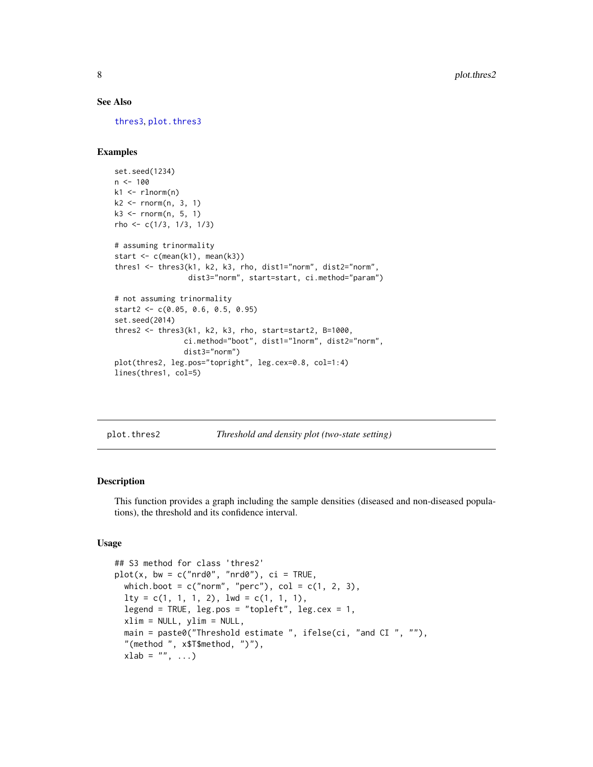## See Also

thres3, plot.thres3

## Examples

```
set.seed(1234)
n <- 100
k1 <- rlnorm(n)
k2 <- rnorm(n, 3, 1)
k3 <- rnorm(n, 5, 1)
rho <- c(1/3, 1/3, 1/3)

# assuming trinormality
start <- c(mean(k1), mean(k3))
thres1 <- thres3(k1, k2, k3, rho, dist1="norm", dist2="norm",
                 dist3="norm", start=start, ci.method="param")

# not assuming trinormality
start2 <- c(0.05, 0.6, 0.5, 0.95)
set.seed(2014)
thres2 <- thres3(k1, k2, k3, rho, start=start2, B=1000,
                ci.method="boot", dist1="lnorm", dist2="norm",
                dist3="norm")
plot(thres2, leg.pos="topright", leg.cex=0.8, col=1:4)
lines(thres1, col=5)
```

---

# plot.thres2 — *Threshold and density plot (two-state setting)*

## Description

This function provides a graph including the sample densities (diseased and non-diseased populations), the threshold and its confidence interval.

## Usage

```
## S3 method for class 'thres2'
plot(x, bw = c("nrd0", "nrd0"), ci = TRUE,
  which.boot = c("norm", "perc"), col = c(1, 2, 3),
  lty = c(1, 1, 1, 2), lwd = c(1, 1, 1),
  legend = TRUE, leg.pos = "topleft", leg.cex = 1,
  xlim = NULL, ylim = NULL,
  main = paste0("Threshold estimate ", ifelse(ci, "and CI ", ""),
  "(method ", x$T$method, ")"),
  xlab = "", ...)
```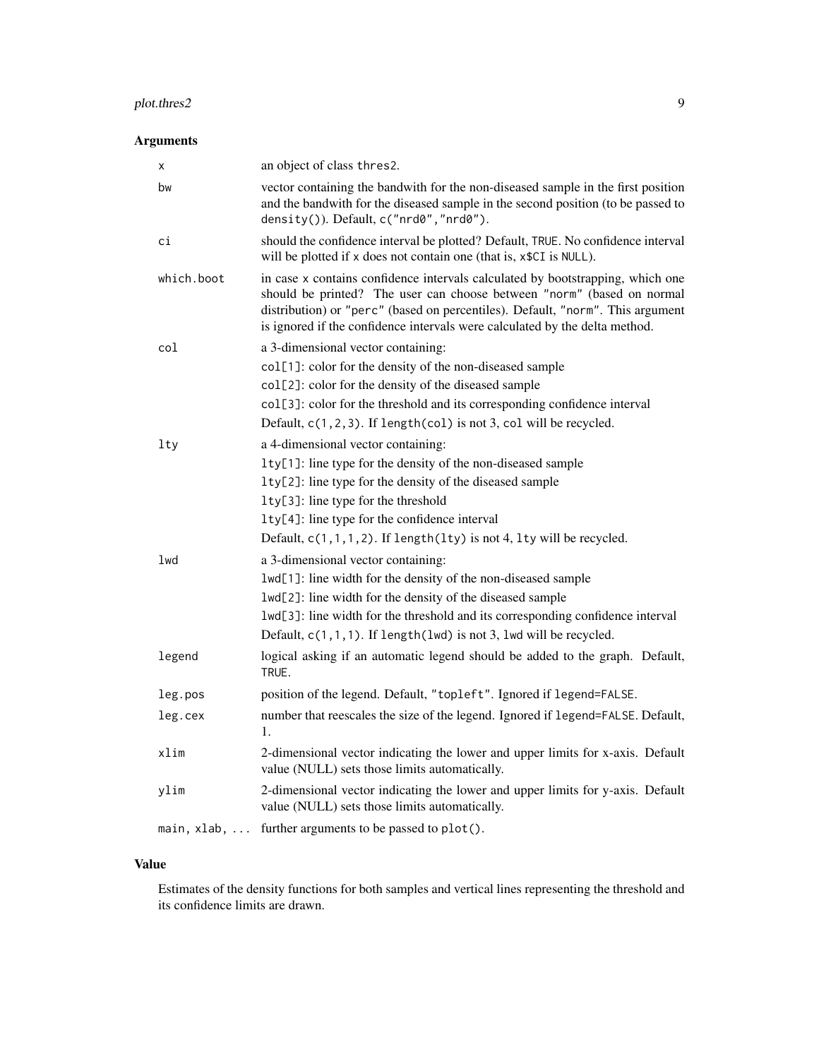### Arguments

| | |
|---|---|
| `x` | an object of class `thres2`. |
| `bw` | vector containing the bandwith for the non-diseased sample in the first position and the bandwith for the diseased sample in the second position (to be passed to `density()`). Default, `c("nrd0","nrd0")`. |
| `ci` | should the confidence interval be plotted? Default, `TRUE`. No confidence interval will be plotted if `x` does not contain one (that is, `x$CI` is `NULL`). |
| `which.boot` | in case `x` contains confidence intervals calculated by bootstrapping, which one should be printed? The user can choose between `"norm"` (based on normal distribution) or `"perc"` (based on percentiles). Default, `"norm"`. This argument is ignored if the confidence intervals were calculated by the delta method. |
| `col` | a 3-dimensional vector containing:<br>`col[1]`: color for the density of the non-diseased sample<br>`col[2]`: color for the density of the diseased sample<br>`col[3]`: color for the threshold and its corresponding confidence interval<br>Default, `c(1,2,3)`. If `length(col)` is not 3, `col` will be recycled. |
| `lty` | a 4-dimensional vector containing:<br>`lty[1]`: line type for the density of the non-diseased sample<br>`lty[2]`: line type for the density of the diseased sample<br>`lty[3]`: line type for the threshold<br>`lty[4]`: line type for the confidence interval<br>Default, `c(1,1,1,2)`. If `length(lty)` is not 4, `lty` will be recycled. |
| `lwd` | a 3-dimensional vector containing:<br>`lwd[1]`: line width for the density of the non-diseased sample<br>`lwd[2]`: line width for the density of the diseased sample<br>`lwd[3]`: line width for the threshold and its corresponding confidence interval<br>Default, `c(1,1,1)`. If `length(lwd)` is not 3, `lwd` will be recycled. |
| `legend` | logical asking if an automatic legend should be added to the graph. Default, `TRUE`. |
| `leg.pos` | position of the legend. Default, `"topleft"`. Ignored if `legend=FALSE`. |
| `leg.cex` | number that reescales the size of the legend. Ignored if `legend=FALSE`. Default, 1. |
| `xlim` | 2-dimensional vector indicating the lower and upper limits for x-axis. Default value (NULL) sets those limits automatically. |
| `ylim` | 2-dimensional vector indicating the lower and upper limits for y-axis. Default value (NULL) sets those limits automatically. |
| `main, xlab, ...` | further arguments to be passed to `plot()`. |

### Value

Estimates of the density functions for both samples and vertical lines representing the threshold and its confidence limits are drawn.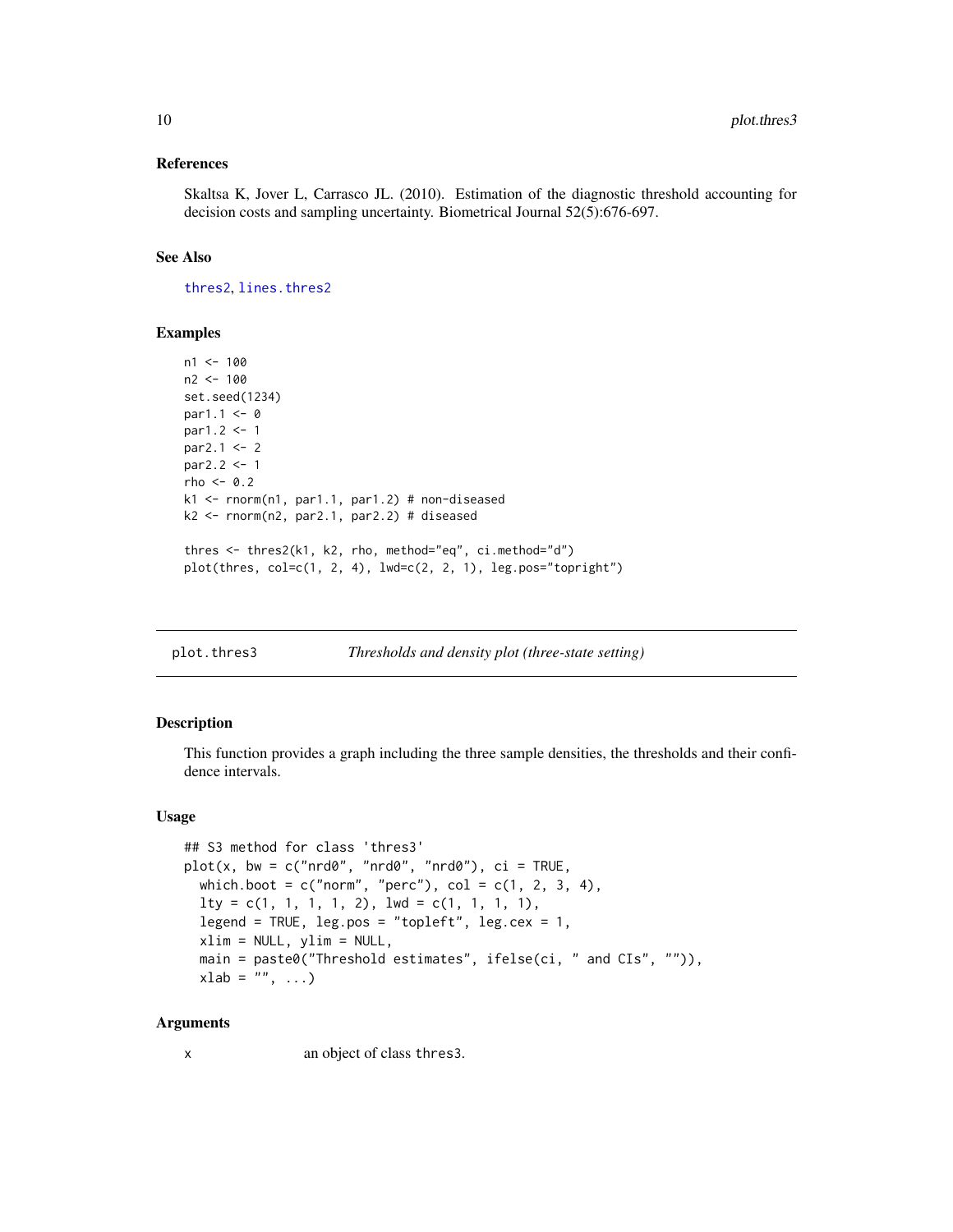## References

Skaltsa K, Jover L, Carrasco JL. (2010). Estimation of the diagnostic threshold accounting for decision costs and sampling uncertainty. Biometrical Journal 52(5):676-697.

## See Also

thres2, lines.thres2

## Examples

```
n1 <- 100
n2 <- 100
set.seed(1234)
par1.1 <- 0
par1.2 <- 1
par2.1 <- 2
par2.2 <- 1
rho <- 0.2
k1 <- rnorm(n1, par1.1, par1.2) # non-diseased
k2 <- rnorm(n2, par2.1, par2.2) # diseased

thres <- thres2(k1, k2, rho, method="eq", ci.method="d")
plot(thres, col=c(1, 2, 4), lwd=c(2, 2, 1), leg.pos="topright")
```

---

# plot.thres3 *Thresholds and density plot (three-state setting)*

## Description

This function provides a graph including the three sample densities, the thresholds and their confidence intervals.

## Usage

```
## S3 method for class 'thres3'
plot(x, bw = c("nrd0", "nrd0", "nrd0"), ci = TRUE,
  which.boot = c("norm", "perc"), col = c(1, 2, 3, 4),
  lty = c(1, 1, 1, 1, 2), lwd = c(1, 1, 1, 1),
  legend = TRUE, leg.pos = "topleft", leg.cex = 1,
  xlim = NULL, ylim = NULL,
  main = paste0("Threshold estimates", ifelse(ci, " and CIs", "")),
  xlab = "", ...)
```

## Arguments

x an object of class thres3.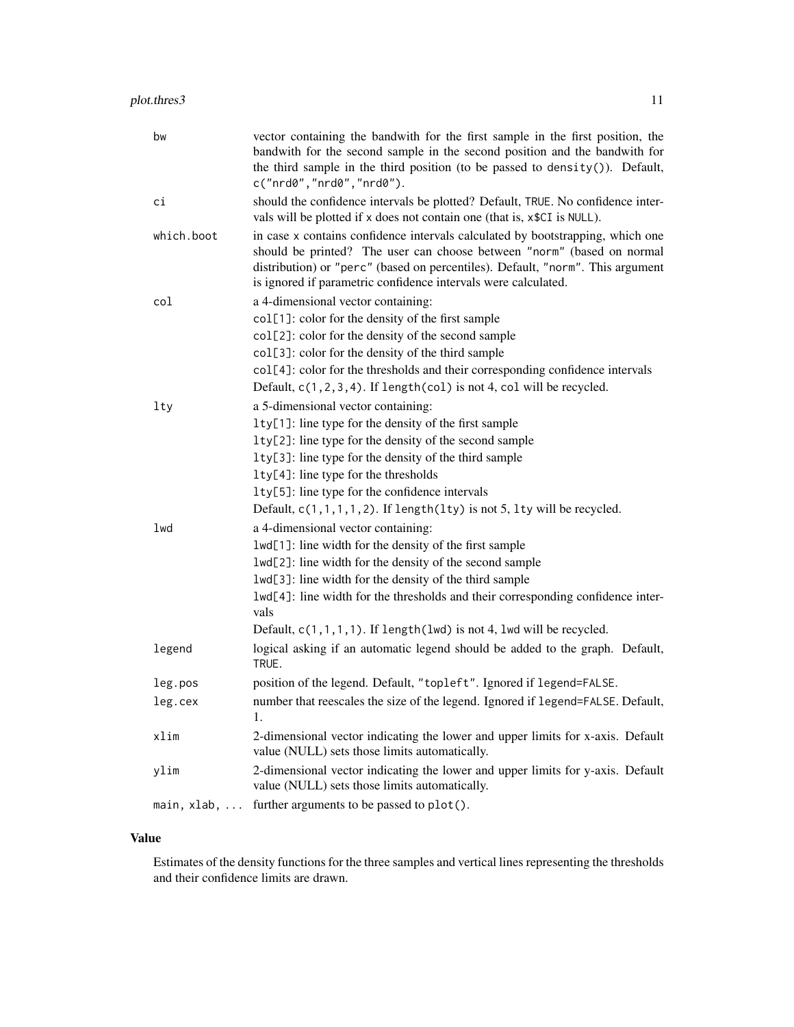| | |
|---|---|
| bw | vector containing the bandwith for the first sample in the first position, the bandwith for the second sample in the second position and the bandwith for the third sample in the third position (to be passed to `density()`). Default, `c("nrd0","nrd0","nrd0")`. |
| ci | should the confidence intervals be plotted? Default, `TRUE`. No confidence intervals will be plotted if `x` does not contain one (that is, `x$CI` is `NULL`). |
| which.boot | in case `x` contains confidence intervals calculated by bootstrapping, which one should be printed? The user can choose between `"norm"` (based on normal distribution) or `"perc"` (based on percentiles). Default, `"norm"`. This argument is ignored if parametric confidence intervals were calculated. |
| col | a 4-dimensional vector containing:<br>`col[1]`: color for the density of the first sample<br>`col[2]`: color for the density of the second sample<br>`col[3]`: color for the density of the third sample<br>`col[4]`: color for the thresholds and their corresponding confidence intervals<br>Default, `c(1,2,3,4)`. If `length(col)` is not 4, `col` will be recycled. |
| lty | a 5-dimensional vector containing:<br>`lty[1]`: line type for the density of the first sample<br>`lty[2]`: line type for the density of the second sample<br>`lty[3]`: line type for the density of the third sample<br>`lty[4]`: line type for the thresholds<br>`lty[5]`: line type for the confidence intervals<br>Default, `c(1,1,1,1,2)`. If `length(lty)` is not 5, `lty` will be recycled. |
| lwd | a 4-dimensional vector containing:<br>`lwd[1]`: line width for the density of the first sample<br>`lwd[2]`: line width for the density of the second sample<br>`lwd[3]`: line width for the density of the third sample<br>`lwd[4]`: line width for the thresholds and their corresponding confidence intervals<br>Default, `c(1,1,1,1)`. If `length(lwd)` is not 4, `lwd` will be recycled. |
| legend | logical asking if an automatic legend should be added to the graph. Default, `TRUE`. |
| leg.pos | position of the legend. Default, `"topleft"`. Ignored if `legend=FALSE`. |
| leg.cex | number that reescales the size of the legend. Ignored if `legend=FALSE`. Default, 1. |
| xlim | 2-dimensional vector indicating the lower and upper limits for x-axis. Default value (NULL) sets those limits automatically. |
| ylim | 2-dimensional vector indicating the lower and upper limits for y-axis. Default value (NULL) sets those limits automatically. |
| main, xlab, ... | further arguments to be passed to `plot()`. |

## Value

Estimates of the density functions for the three samples and vertical lines representing the thresholds and their confidence limits are drawn.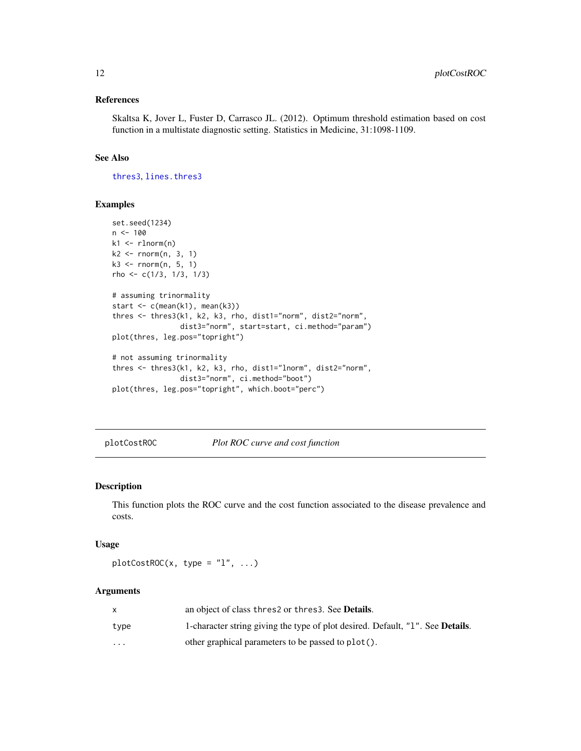### References

Skaltsa K, Jover L, Fuster D, Carrasco JL. (2012). Optimum threshold estimation based on cost function in a multistate diagnostic setting. Statistics in Medicine, 31:1098-1109.

### See Also

thres3, lines.thres3

### Examples

```
set.seed(1234)
n <- 100
k1 <- rlnorm(n)
k2 <- rnorm(n, 3, 1)
k3 <- rnorm(n, 5, 1)
rho <- c(1/3, 1/3, 1/3)

# assuming trinormality
start <- c(mean(k1), mean(k3))
thres <- thres3(k1, k2, k3, rho, dist1="norm", dist2="norm",
                dist3="norm", start=start, ci.method="param")
plot(thres, leg.pos="topright")

# not assuming trinormality
thres <- thres3(k1, k2, k3, rho, dist1="lnorm", dist2="norm",
                dist3="norm", ci.method="boot")
plot(thres, leg.pos="topright", which.boot="perc")
```

---

## plotCostROC — *Plot ROC curve and cost function*

### Description

This function plots the ROC curve and the cost function associated to the disease prevalence and costs.

### Usage

```
plotCostROC(x, type = "l", ...)
```

### Arguments

| | |
|---|---|
| x | an object of class thres2 or thres3. See **Details**. |
| type | 1-character string giving the type of plot desired. Default, "l". See **Details**. |
| ... | other graphical parameters to be passed to plot(). |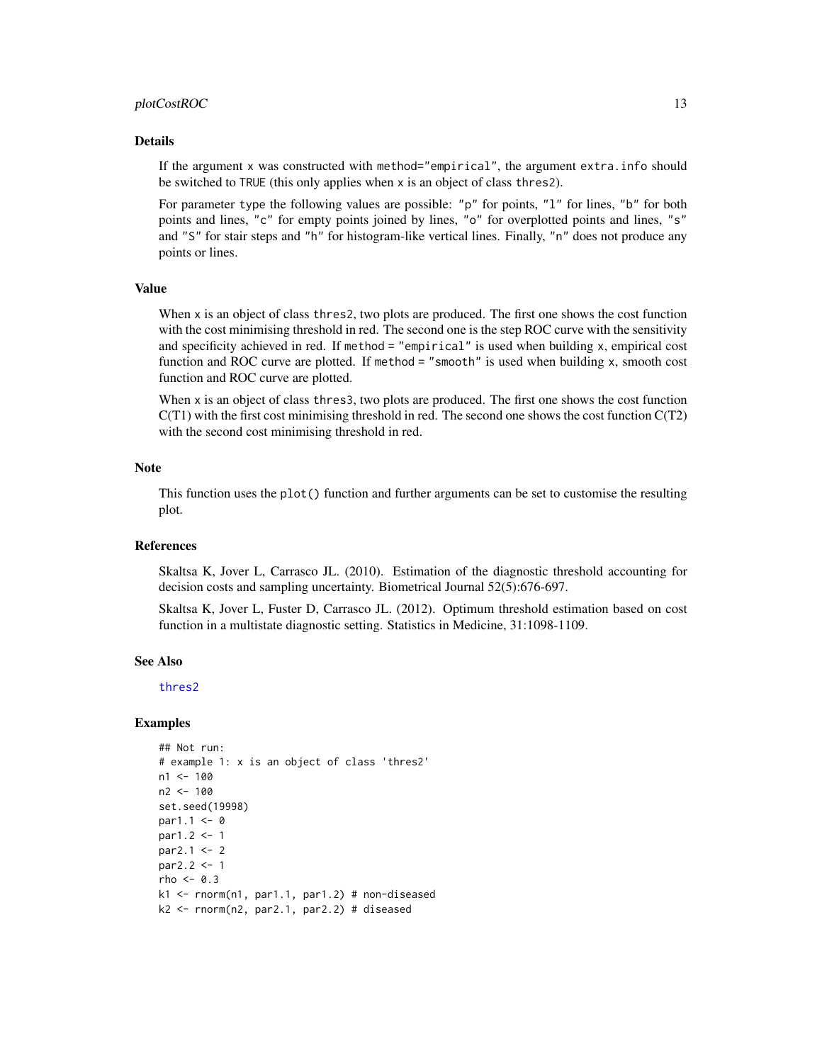## Details

If the argument `x` was constructed with `method="empirical"`, the argument `extra.info` should be switched to `TRUE` (this only applies when `x` is an object of class `thres2`).

For parameter `type` the following values are possible: `"p"` for points, `"l"` for lines, `"b"` for both points and lines, `"c"` for empty points joined by lines, `"o"` for overplotted points and lines, `"s"` and `"S"` for stair steps and `"h"` for histogram-like vertical lines. Finally, `"n"` does not produce any points or lines.

## Value

When `x` is an object of class `thres2`, two plots are produced. The first one shows the cost function with the cost minimising threshold in red. The second one is the step ROC curve with the sensitivity and specificity achieved in red. If `method = "empirical"` is used when building `x`, empirical cost function and ROC curve are plotted. If `method = "smooth"` is used when building `x`, smooth cost function and ROC curve are plotted.

When `x` is an object of class `thres3`, two plots are produced. The first one shows the cost function C(T1) with the first cost minimising threshold in red. The second one shows the cost function C(T2) with the second cost minimising threshold in red.

## Note

This function uses the `plot()` function and further arguments can be set to customise the resulting plot.

## References

Skaltsa K, Jover L, Carrasco JL. (2010). Estimation of the diagnostic threshold accounting for decision costs and sampling uncertainty. Biometrical Journal 52(5):676-697.

Skaltsa K, Jover L, Fuster D, Carrasco JL. (2012). Optimum threshold estimation based on cost function in a multistate diagnostic setting. Statistics in Medicine, 31:1098-1109.

## See Also

thres2

## Examples

```
## Not run:
# example 1: x is an object of class 'thres2'
n1 <- 100
n2 <- 100
set.seed(19998)
par1.1 <- 0
par1.2 <- 1
par2.1 <- 2
par2.2 <- 1
rho <- 0.3
k1 <- rnorm(n1, par1.1, par1.2) # non-diseased
k2 <- rnorm(n2, par2.1, par2.2) # diseased
```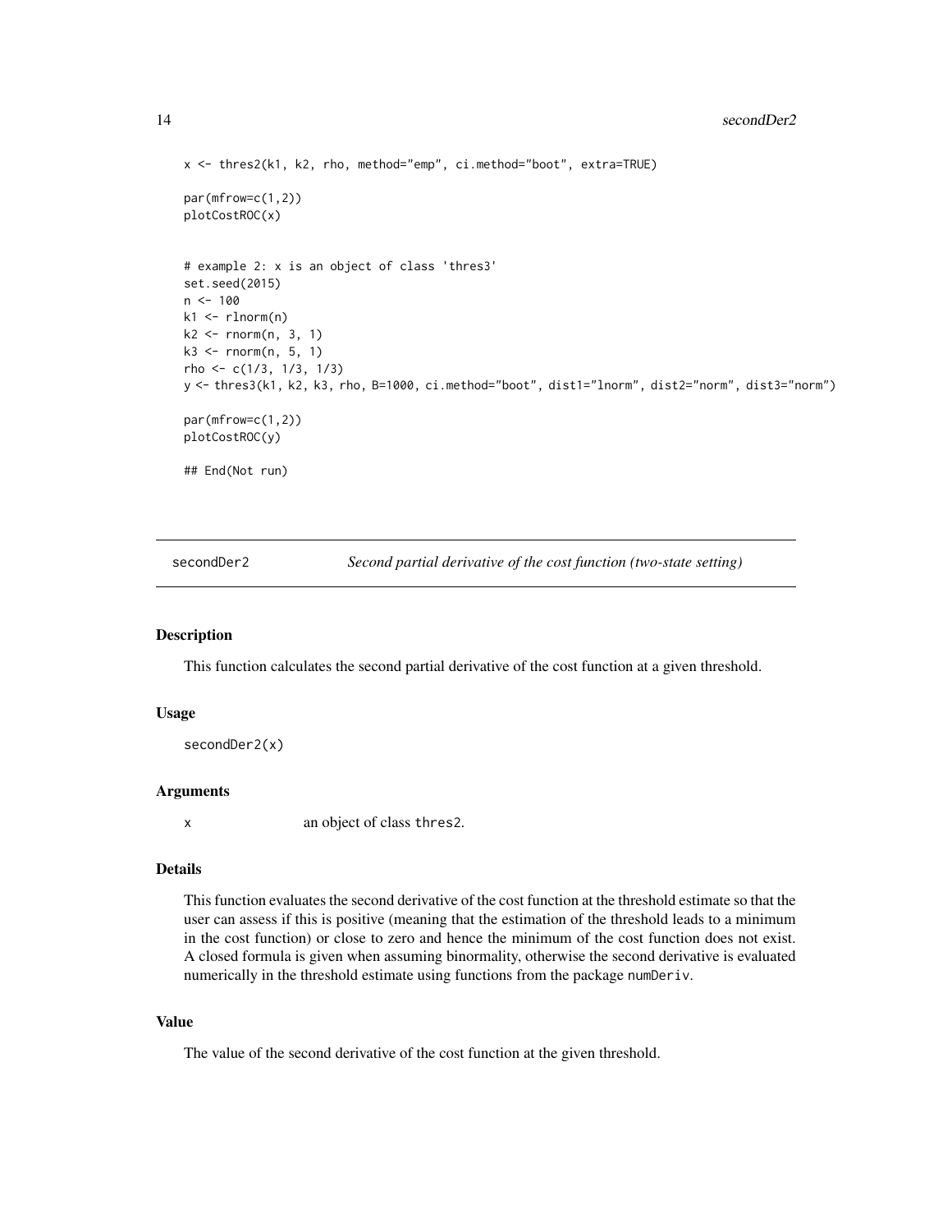```
x <- thres2(k1, k2, rho, method="emp", ci.method="boot", extra=TRUE)

par(mfrow=c(1,2))
plotCostROC(x)


# example 2: x is an object of class 'thres3'
set.seed(2015)
n <- 100
k1 <- rlnorm(n)
k2 <- rnorm(n, 3, 1)
k3 <- rnorm(n, 5, 1)
rho <- c(1/3, 1/3, 1/3)
y <- thres3(k1, k2, k3, rho, B=1000, ci.method="boot", dist1="lnorm", dist2="norm", dist3="norm")

par(mfrow=c(1,2))
plotCostROC(y)

## End(Not run)
```

## secondDer2 — *Second partial derivative of the cost function (two-state setting)*

### Description

This function calculates the second partial derivative of the cost function at a given threshold.

### Usage

```
secondDer2(x)
```

### Arguments

x    an object of class `thres2`.

### Details

This function evaluates the second derivative of the cost function at the threshold estimate so that the user can assess if this is positive (meaning that the estimation of the threshold leads to a minimum in the cost function) or close to zero and hence the minimum of the cost function does not exist. A closed formula is given when assuming binormality, otherwise the second derivative is evaluated numerically in the threshold estimate using functions from the package `numDeriv`.

### Value

The value of the second derivative of the cost function at the given threshold.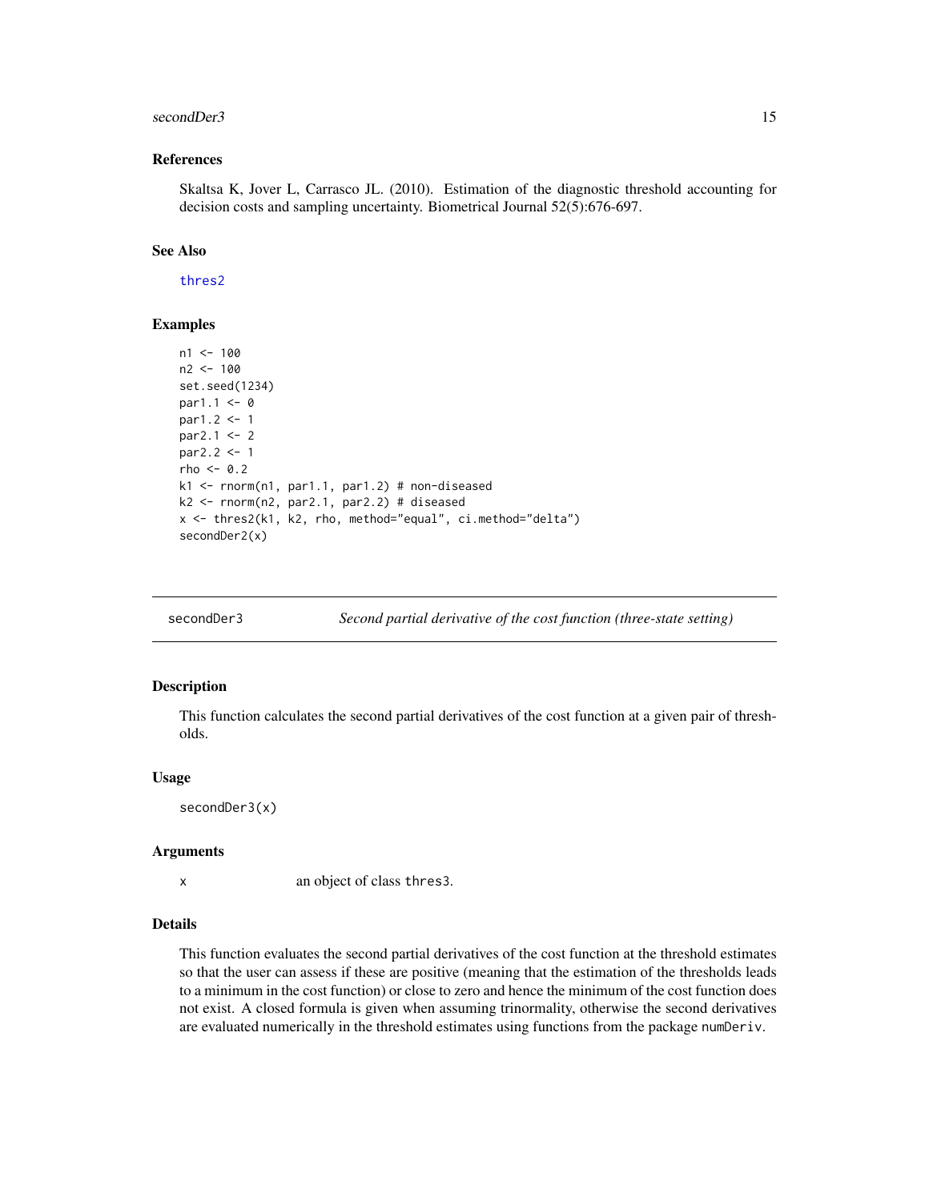### References

Skaltsa K, Jover L, Carrasco JL. (2010). Estimation of the diagnostic threshold accounting for decision costs and sampling uncertainty. Biometrical Journal 52(5):676-697.

### See Also

thres2

### Examples

```
n1 <- 100
n2 <- 100
set.seed(1234)
par1.1 <- 0
par1.2 <- 1
par2.1 <- 2
par2.2 <- 1
rho <- 0.2
k1 <- rnorm(n1, par1.1, par1.2) # non-diseased
k2 <- rnorm(n2, par2.1, par2.2) # diseased
x <- thres2(k1, k2, rho, method="equal", ci.method="delta")
secondDer2(x)
```

---

## secondDer3 — *Second partial derivative of the cost function (three-state setting)*

### Description

This function calculates the second partial derivatives of the cost function at a given pair of thresholds.

### Usage

```
secondDer3(x)
```

### Arguments

| | |
|---|---|
| x | an object of class `thres3`. |

### Details

This function evaluates the second partial derivatives of the cost function at the threshold estimates so that the user can assess if these are positive (meaning that the estimation of the thresholds leads to a minimum in the cost function) or close to zero and hence the minimum of the cost function does not exist. A closed formula is given when assuming trinormality, otherwise the second derivatives are evaluated numerically in the threshold estimates using functions from the package `numDeriv`.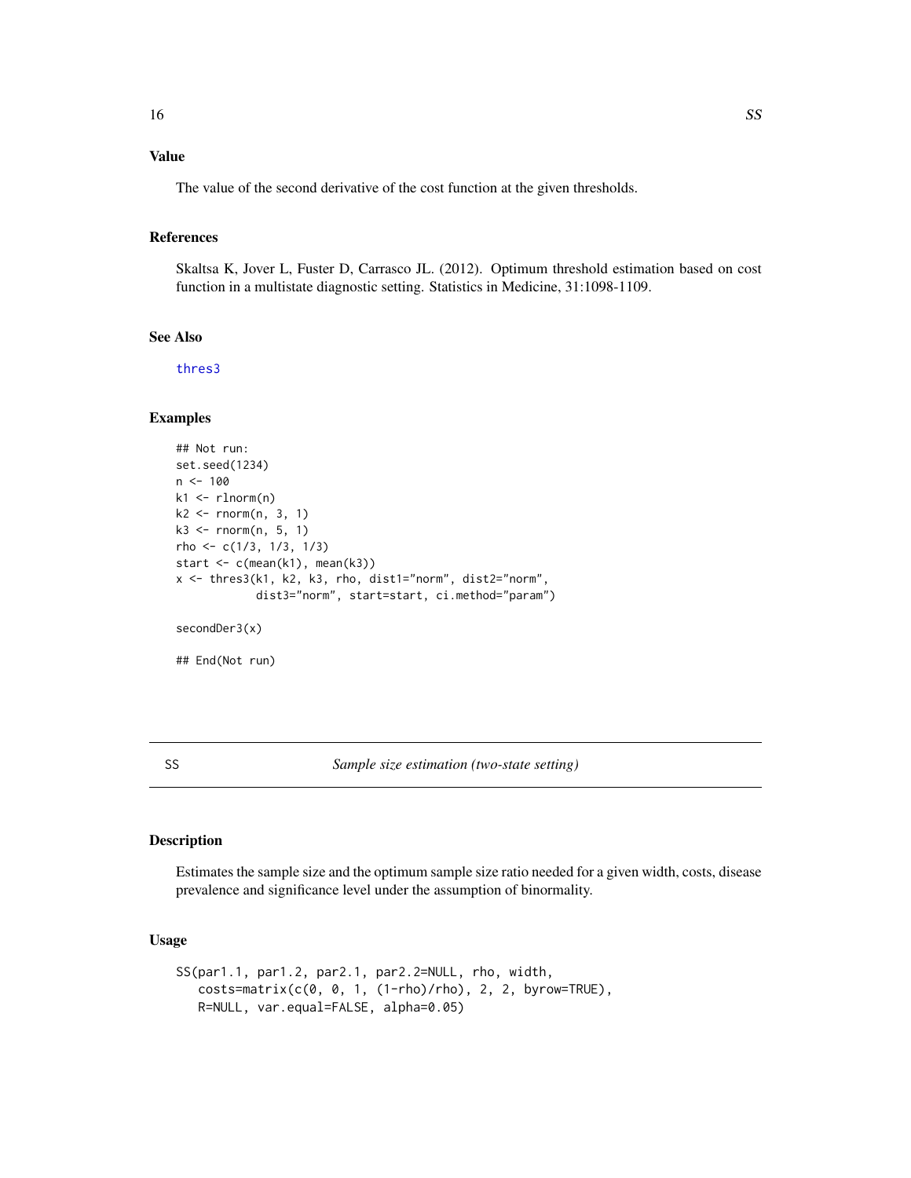### Value

The value of the second derivative of the cost function at the given thresholds.

### References

Skaltsa K, Jover L, Fuster D, Carrasco JL. (2012). Optimum threshold estimation based on cost function in a multistate diagnostic setting. Statistics in Medicine, 31:1098-1109.

### See Also

thres3

### Examples

```
## Not run:
set.seed(1234)
n <- 100
k1 <- rlnorm(n)
k2 <- rnorm(n, 3, 1)
k3 <- rnorm(n, 5, 1)
rho <- c(1/3, 1/3, 1/3)
start <- c(mean(k1), mean(k3))
x <- thres3(k1, k2, k3, rho, dist1="norm", dist2="norm",
            dist3="norm", start=start, ci.method="param")

secondDer3(x)

## End(Not run)
```

---

## SS — *Sample size estimation (two-state setting)*

### Description

Estimates the sample size and the optimum sample size ratio needed for a given width, costs, disease prevalence and significance level under the assumption of binormality.

### Usage

```
SS(par1.1, par1.2, par2.1, par2.2=NULL, rho, width,
   costs=matrix(c(0, 0, 1, (1-rho)/rho), 2, 2, byrow=TRUE),
   R=NULL, var.equal=FALSE, alpha=0.05)
```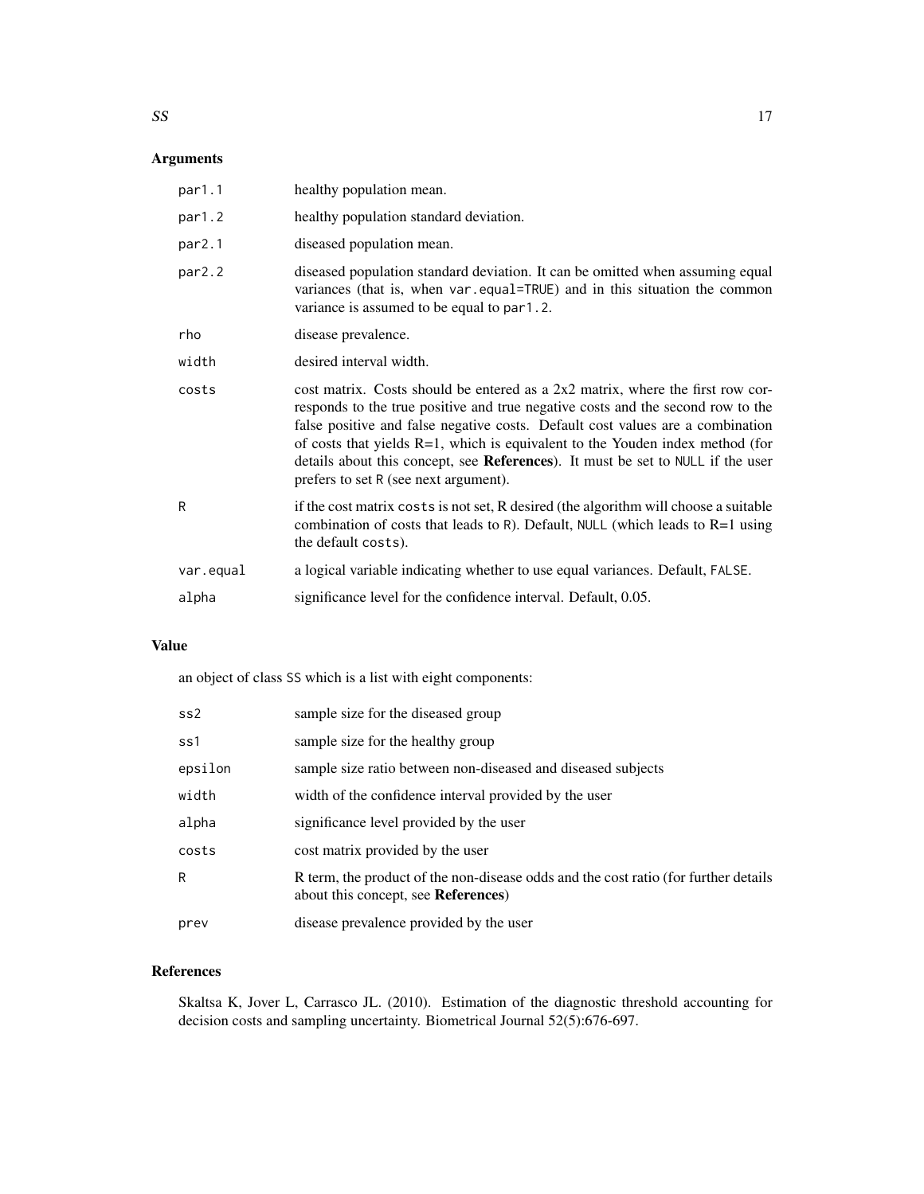## Arguments

| | |
|---|---|
| `par1.1` | healthy population mean. |
| `par1.2` | healthy population standard deviation. |
| `par2.1` | diseased population mean. |
| `par2.2` | diseased population standard deviation. It can be omitted when assuming equal variances (that is, when `var.equal=TRUE`) and in this situation the common variance is assumed to be equal to `par1.2`. |
| `rho` | disease prevalence. |
| `width` | desired interval width. |
| `costs` | cost matrix. Costs should be entered as a 2x2 matrix, where the first row corresponds to the true positive and true negative costs and the second row to the false positive and false negative costs. Default cost values are a combination of costs that yields R=1, which is equivalent to the Youden index method (for details about this concept, see **References**). It must be set to `NULL` if the user prefers to set `R` (see next argument). |
| `R` | if the cost matrix `costs` is not set, R desired (the algorithm will choose a suitable combination of costs that leads to `R`). Default, `NULL` (which leads to R=1 using the default `costs`). |
| `var.equal` | a logical variable indicating whether to use equal variances. Default, `FALSE`. |
| `alpha` | significance level for the confidence interval. Default, 0.05. |

## Value

an object of class `SS` which is a list with eight components:

| | |
|---|---|
| `ss2` | sample size for the diseased group |
| `ss1` | sample size for the healthy group |
| `epsilon` | sample size ratio between non-diseased and diseased subjects |
| `width` | width of the confidence interval provided by the user |
| `alpha` | significance level provided by the user |
| `costs` | cost matrix provided by the user |
| `R` | R term, the product of the non-disease odds and the cost ratio (for further details about this concept, see **References**) |
| `prev` | disease prevalence provided by the user |

## References

Skaltsa K, Jover L, Carrasco JL. (2010). Estimation of the diagnostic threshold accounting for decision costs and sampling uncertainty. Biometrical Journal 52(5):676-697.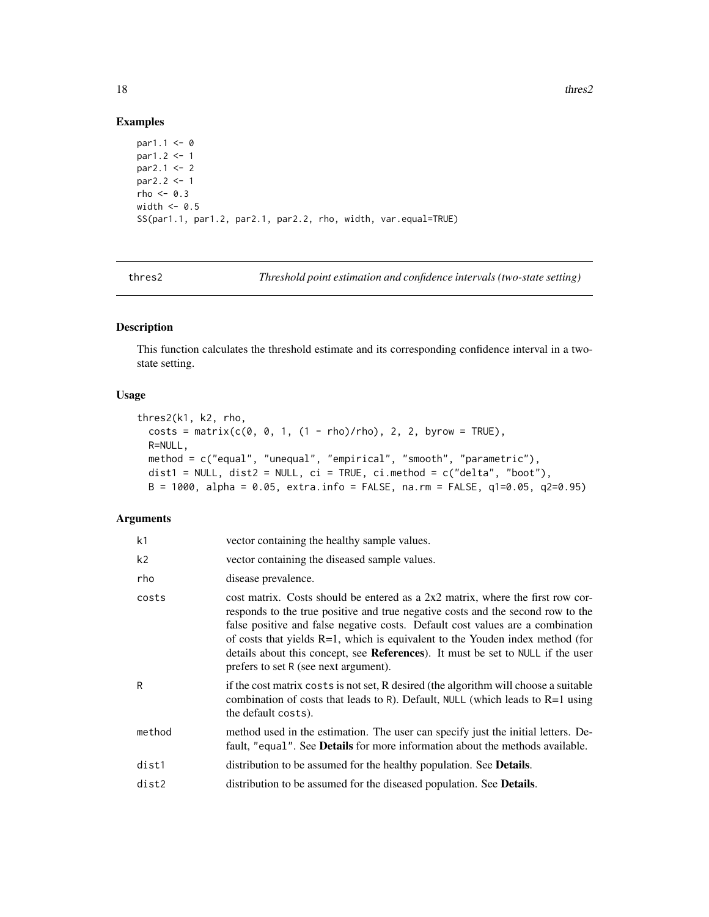## Examples

```
par1.1 <- 0
par1.2 <- 1
par2.1 <- 2
par2.2 <- 1
rho <- 0.3
width <- 0.5
SS(par1.1, par1.2, par2.1, par2.2, rho, width, var.equal=TRUE)
```

---

# thres2 — *Threshold point estimation and confidence intervals (two-state setting)*

---

## Description

This function calculates the threshold estimate and its corresponding confidence interval in a two-state setting.

## Usage

```
thres2(k1, k2, rho,
  costs = matrix(c(0, 0, 1, (1 - rho)/rho), 2, 2, byrow = TRUE),
  R=NULL,
  method = c("equal", "unequal", "empirical", "smooth", "parametric"),
  dist1 = NULL, dist2 = NULL, ci = TRUE, ci.method = c("delta", "boot"),
  B = 1000, alpha = 0.05, extra.info = FALSE, na.rm = FALSE, q1=0.05, q2=0.95)
```

## Arguments

| | |
|---|---|
| k1 | vector containing the healthy sample values. |
| k2 | vector containing the diseased sample values. |
| rho | disease prevalence. |
| costs | cost matrix. Costs should be entered as a 2x2 matrix, where the first row corresponds to the true positive and true negative costs and the second row to the false positive and false negative costs. Default cost values are a combination of costs that yields R=1, which is equivalent to the Youden index method (for details about this concept, see **References**). It must be set to NULL if the user prefers to set R (see next argument). |
| R | if the cost matrix costs is not set, R desired (the algorithm will choose a suitable combination of costs that leads to R). Default, NULL (which leads to R=1 using the default costs). |
| method | method used in the estimation. The user can specify just the initial letters. Default, "equal". See **Details** for more information about the methods available. |
| dist1 | distribution to be assumed for the healthy population. See **Details**. |
| dist2 | distribution to be assumed for the diseased population. See **Details**. |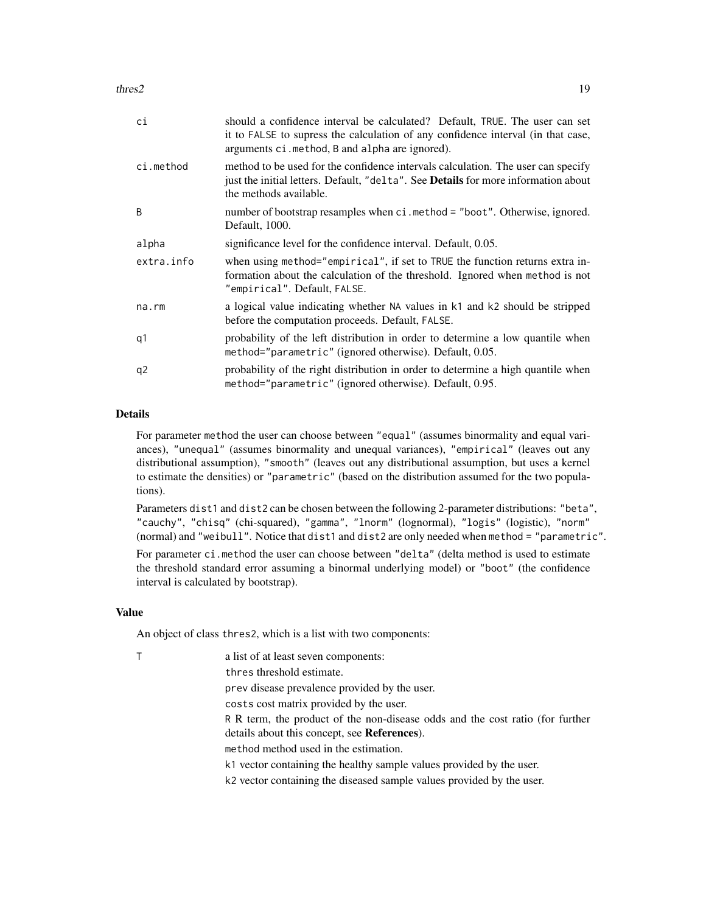| | |
|---|---|
| ci | should a confidence interval be calculated? Default, TRUE. The user can set it to FALSE to supress the calculation of any confidence interval (in that case, arguments ci.method, B and alpha are ignored). |
| ci.method | method to be used for the confidence intervals calculation. The user can specify just the initial letters. Default, "delta". See **Details** for more information about the methods available. |
| B | number of bootstrap resamples when ci.method = "boot". Otherwise, ignored. Default, 1000. |
| alpha | significance level for the confidence interval. Default, 0.05. |
| extra.info | when using method="empirical", if set to TRUE the function returns extra information about the calculation of the threshold. Ignored when method is not "empirical". Default, FALSE. |
| na.rm | a logical value indicating whether NA values in k1 and k2 should be stripped before the computation proceeds. Default, FALSE. |
| q1 | probability of the left distribution in order to determine a low quantile when method="parametric" (ignored otherwise). Default, 0.05. |
| q2 | probability of the right distribution in order to determine a high quantile when method="parametric" (ignored otherwise). Default, 0.95. |

## Details

For parameter method the user can choose between "equal" (assumes binormality and equal variances), "unequal" (assumes binormality and unequal variances), "empirical" (leaves out any distributional assumption), "smooth" (leaves out any distributional assumption, but uses a kernel to estimate the densities) or "parametric" (based on the distribution assumed for the two populations).

Parameters dist1 and dist2 can be chosen between the following 2-parameter distributions: "beta", "cauchy", "chisq" (chi-squared), "gamma", "lnorm" (lognormal), "logis" (logistic), "norm" (normal) and "weibull". Notice that dist1 and dist2 are only needed when method = "parametric".

For parameter ci.method the user can choose between "delta" (delta method is used to estimate the threshold standard error assuming a binormal underlying model) or "boot" (the confidence interval is calculated by bootstrap).

## Value

An object of class thres2, which is a list with two components:

T a list of at least seven components:

- thres threshold estimate.
- prev disease prevalence provided by the user.
- costs cost matrix provided by the user.
- R R term, the product of the non-disease odds and the cost ratio (for further details about this concept, see **References**).
- method method used in the estimation.
- k1 vector containing the healthy sample values provided by the user.
- k2 vector containing the diseased sample values provided by the user.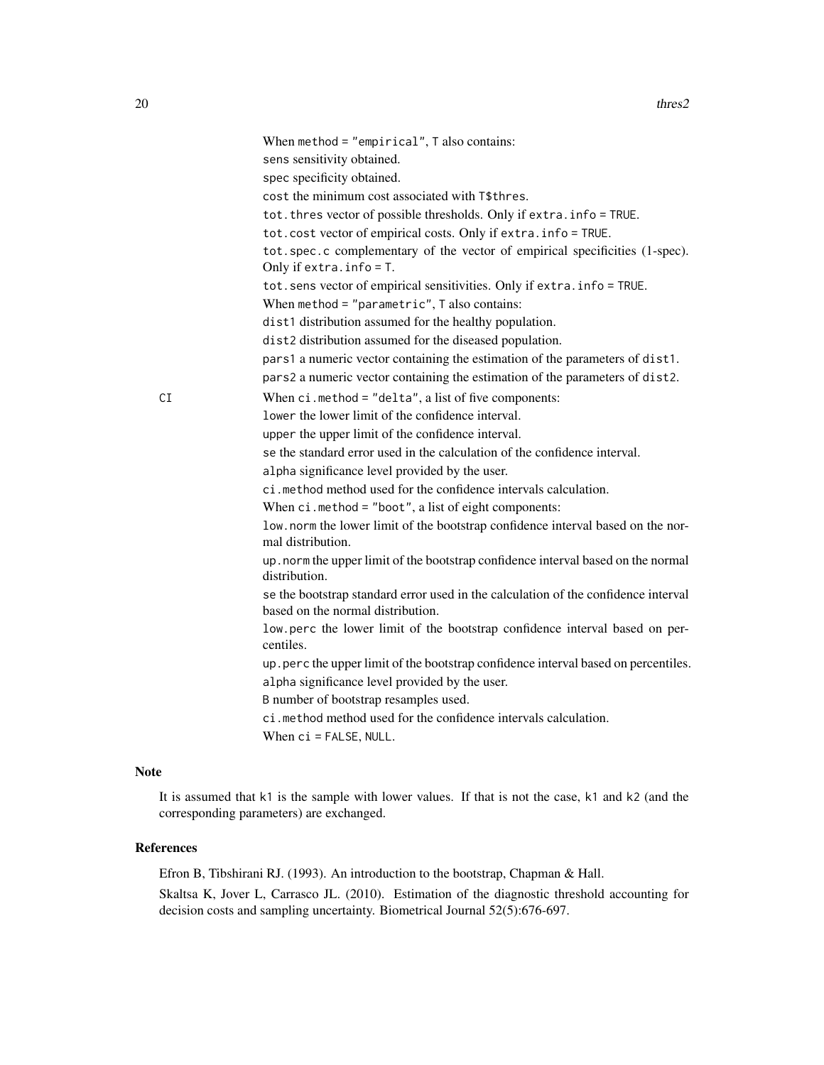When `method = "empirical"`, `T` also contains:

`sens` sensitivity obtained.

`spec` specificity obtained.

`cost` the minimum cost associated with `T$thres`.

`tot.thres` vector of possible thresholds. Only if `extra.info = TRUE`.

`tot.cost` vector of empirical costs. Only if `extra.info = TRUE`.

`tot.spec.c` complementary of the vector of empirical specificities (1-spec). Only if `extra.info = T`.

`tot.sens` vector of empirical sensitivities. Only if `extra.info = TRUE`.

When `method = "parametric"`, `T` also contains:

`dist1` distribution assumed for the healthy population.

`dist2` distribution assumed for the diseased population.

`pars1` a numeric vector containing the estimation of the parameters of `dist1`.

`pars2` a numeric vector containing the estimation of the parameters of `dist2`.

`CI` When `ci.method = "delta"`, a list of five components:

`lower` the lower limit of the confidence interval.

`upper` the upper limit of the confidence interval.

`se` the standard error used in the calculation of the confidence interval.

`alpha` significance level provided by the user.

`ci.method` method used for the confidence intervals calculation.

When `ci.method = "boot"`, a list of eight components:

`low.norm` the lower limit of the bootstrap confidence interval based on the normal distribution.

`up.norm` the upper limit of the bootstrap confidence interval based on the normal distribution.

`se` the bootstrap standard error used in the calculation of the confidence interval based on the normal distribution.

`low.perc` the lower limit of the bootstrap confidence interval based on percentiles.

`up.perc` the upper limit of the bootstrap confidence interval based on percentiles.

`alpha` significance level provided by the user.

`B` number of bootstrap resamples used.

`ci.method` method used for the confidence intervals calculation.

When `ci = FALSE`, `NULL`.

## Note

It is assumed that `k1` is the sample with lower values. If that is not the case, `k1` and `k2` (and the corresponding parameters) are exchanged.

## References

Efron B, Tibshirani RJ. (1993). An introduction to the bootstrap, Chapman & Hall.

Skaltsa K, Jover L, Carrasco JL. (2010). Estimation of the diagnostic threshold accounting for decision costs and sampling uncertainty. Biometrical Journal 52(5):676-697.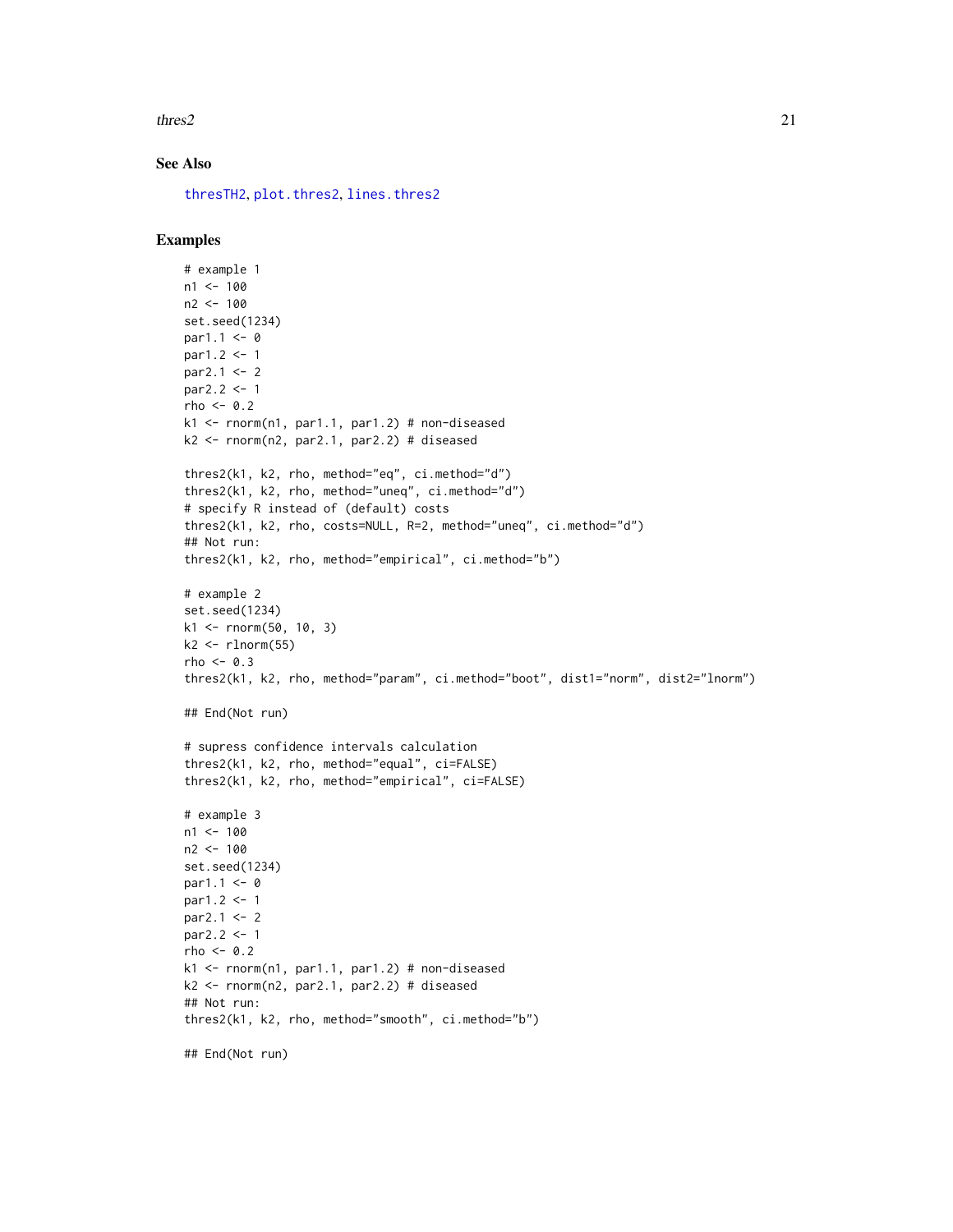## See Also

thresTH2, plot.thres2, lines.thres2

## Examples

```
# example 1
n1 <- 100
n2 <- 100
set.seed(1234)
par1.1 <- 0
par1.2 <- 1
par2.1 <- 2
par2.2 <- 1
rho <- 0.2
k1 <- rnorm(n1, par1.1, par1.2) # non-diseased
k2 <- rnorm(n2, par2.1, par2.2) # diseased

thres2(k1, k2, rho, method="eq", ci.method="d")
thres2(k1, k2, rho, method="uneq", ci.method="d")
# specify R instead of (default) costs
thres2(k1, k2, rho, costs=NULL, R=2, method="uneq", ci.method="d")
## Not run:
thres2(k1, k2, rho, method="empirical", ci.method="b")

# example 2
set.seed(1234)
k1 <- rnorm(50, 10, 3)
k2 <- rlnorm(55)
rho <- 0.3
thres2(k1, k2, rho, method="param", ci.method="boot", dist1="norm", dist2="lnorm")

## End(Not run)

# supress confidence intervals calculation
thres2(k1, k2, rho, method="equal", ci=FALSE)
thres2(k1, k2, rho, method="empirical", ci=FALSE)

# example 3
n1 <- 100
n2 <- 100
set.seed(1234)
par1.1 <- 0
par1.2 <- 1
par2.1 <- 2
par2.2 <- 1
rho <- 0.2
k1 <- rnorm(n1, par1.1, par1.2) # non-diseased
k2 <- rnorm(n2, par2.1, par2.2) # diseased
## Not run:
thres2(k1, k2, rho, method="smooth", ci.method="b")

## End(Not run)
```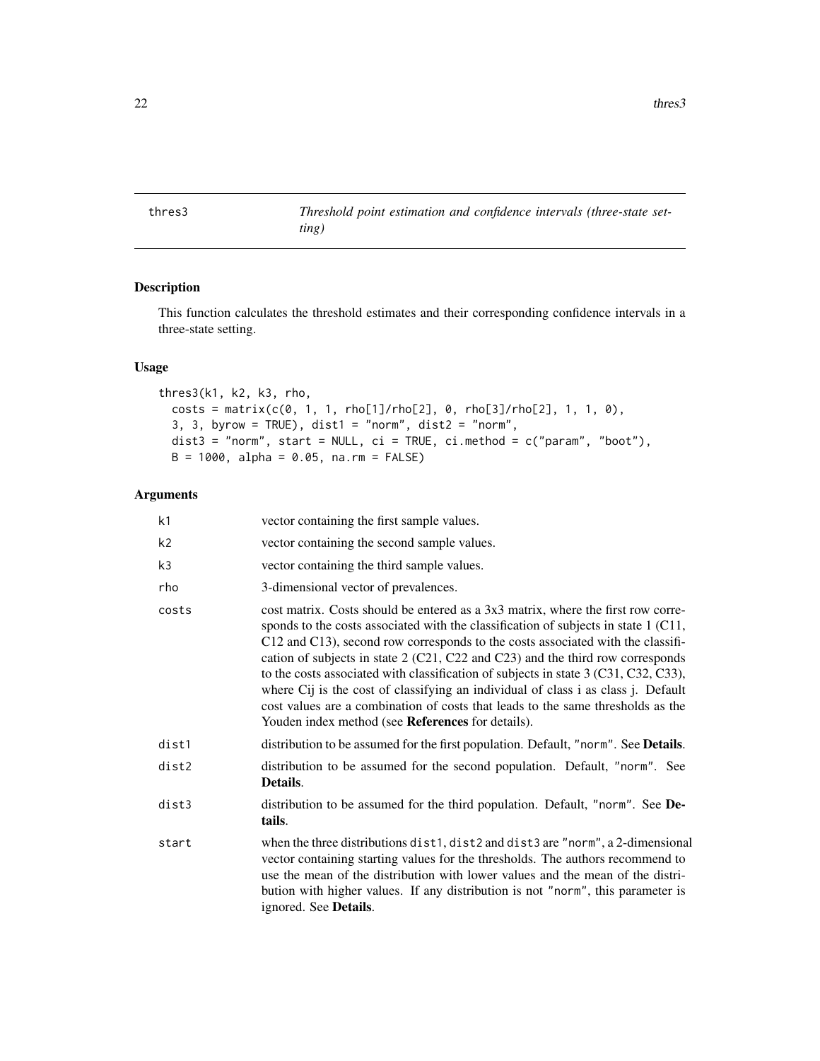thres3 — *Threshold point estimation and confidence intervals (three-state setting)*

## Description

This function calculates the threshold estimates and their corresponding confidence intervals in a three-state setting.

## Usage

```
thres3(k1, k2, k3, rho,
  costs = matrix(c(0, 1, 1, rho[1]/rho[2], 0, rho[3]/rho[2], 1, 1, 0),
  3, 3, byrow = TRUE), dist1 = "norm", dist2 = "norm",
  dist3 = "norm", start = NULL, ci = TRUE, ci.method = c("param", "boot"),
  B = 1000, alpha = 0.05, na.rm = FALSE)
```

## Arguments

| | |
|---|---|
| `k1` | vector containing the first sample values. |
| `k2` | vector containing the second sample values. |
| `k3` | vector containing the third sample values. |
| `rho` | 3-dimensional vector of prevalences. |
| `costs` | cost matrix. Costs should be entered as a 3x3 matrix, where the first row corresponds to the costs associated with the classification of subjects in state 1 (C11, C12 and C13), second row corresponds to the costs associated with the classification of subjects in state 2 (C21, C22 and C23) and the third row corresponds to the costs associated with classification of subjects in state 3 (C31, C32, C33), where Cij is the cost of classifying an individual of class i as class j. Default cost values are a combination of costs that leads to the same thresholds as the Youden index method (see **References** for details). |
| `dist1` | distribution to be assumed for the first population. Default, `"norm"`. See **Details**. |
| `dist2` | distribution to be assumed for the second population. Default, `"norm"`. See **Details**. |
| `dist3` | distribution to be assumed for the third population. Default, `"norm"`. See **Details**. |
| `start` | when the three distributions `dist1`, `dist2` and `dist3` are `"norm"`, a 2-dimensional vector containing starting values for the thresholds. The authors recommend to use the mean of the distribution with lower values and the mean of the distribution with higher values. If any distribution is not `"norm"`, this parameter is ignored. See **Details**. |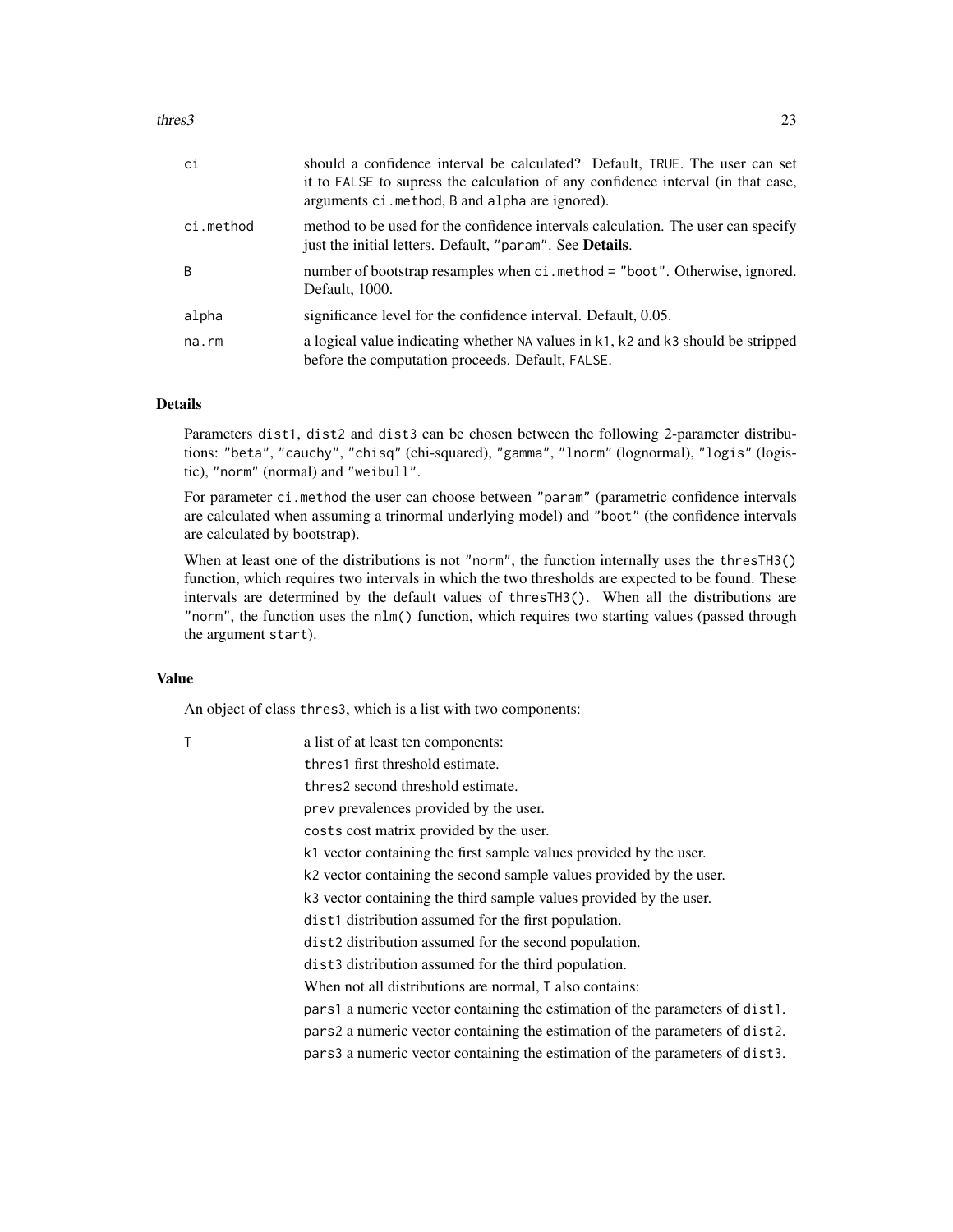| | |
|---|---|
| `ci` | should a confidence interval be calculated? Default, `TRUE`. The user can set it to `FALSE` to supress the calculation of any confidence interval (in that case, arguments `ci.method`, `B` and `alpha` are ignored). |
| `ci.method` | method to be used for the confidence intervals calculation. The user can specify just the initial letters. Default, `"param"`. See **Details**. |
| `B` | number of bootstrap resamples when `ci.method = "boot"`. Otherwise, ignored. Default, 1000. |
| `alpha` | significance level for the confidence interval. Default, 0.05. |
| `na.rm` | a logical value indicating whether `NA` values in `k1`, `k2` and `k3` should be stripped before the computation proceeds. Default, `FALSE`. |

## Details

Parameters `dist1`, `dist2` and `dist3` can be chosen between the following 2-parameter distributions: `"beta"`, `"cauchy"`, `"chisq"` (chi-squared), `"gamma"`, `"lnorm"` (lognormal), `"logis"` (logistic), `"norm"` (normal) and `"weibull"`.

For parameter `ci.method` the user can choose between `"param"` (parametric confidence intervals are calculated when assuming a trinormal underlying model) and `"boot"` (the confidence intervals are calculated by bootstrap).

When at least one of the distributions is not `"norm"`, the function internally uses the `thresTH3()` function, which requires two intervals in which the two thresholds are expected to be found. These intervals are determined by the default values of `thresTH3()`. When all the distributions are `"norm"`, the function uses the `nlm()` function, which requires two starting values (passed through the argument `start`).

## Value

An object of class `thres3`, which is a list with two components:

`T` a list of at least ten components:

- `thres1` first threshold estimate.
- `thres2` second threshold estimate.
- `prev` prevalences provided by the user.
- `costs` cost matrix provided by the user.
- `k1` vector containing the first sample values provided by the user.
- `k2` vector containing the second sample values provided by the user.
- `k3` vector containing the third sample values provided by the user.
- `dist1` distribution assumed for the first population.
- `dist2` distribution assumed for the second population.
- `dist3` distribution assumed for the third population.

When not all distributions are normal, `T` also contains:

- `pars1` a numeric vector containing the estimation of the parameters of `dist1`.
- `pars2` a numeric vector containing the estimation of the parameters of `dist2`.
- `pars3` a numeric vector containing the estimation of the parameters of `dist3`.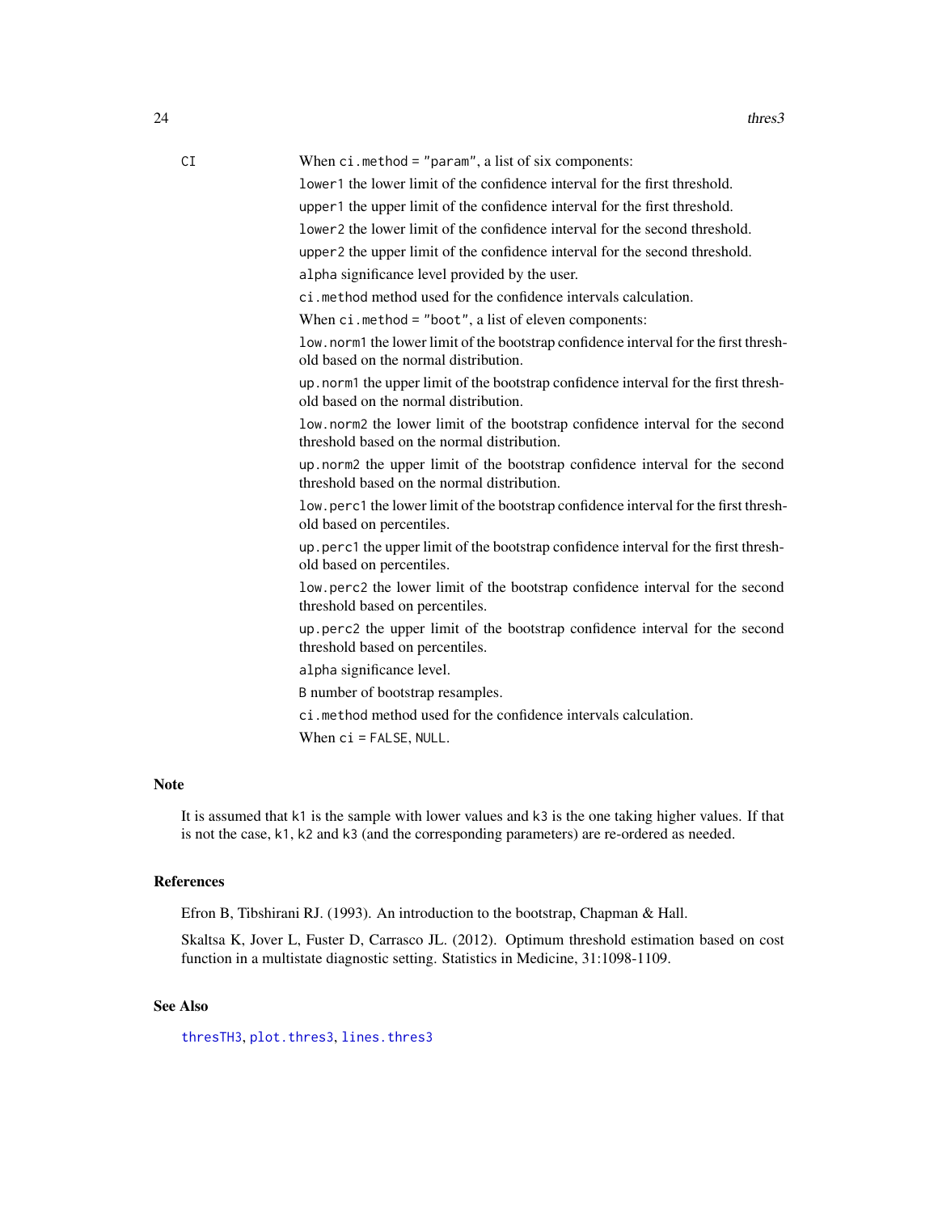CI When `ci.method = "param"`, a list of six components:

`lower1` the lower limit of the confidence interval for the first threshold.

`upper1` the upper limit of the confidence interval for the first threshold.

`lower2` the lower limit of the confidence interval for the second threshold.

`upper2` the upper limit of the confidence interval for the second threshold.

`alpha` significance level provided by the user.

`ci.method` method used for the confidence intervals calculation.

When `ci.method = "boot"`, a list of eleven components:

`low.norm1` the lower limit of the bootstrap confidence interval for the first threshold based on the normal distribution.

`up.norm1` the upper limit of the bootstrap confidence interval for the first threshold based on the normal distribution.

`low.norm2` the lower limit of the bootstrap confidence interval for the second threshold based on the normal distribution.

`up.norm2` the upper limit of the bootstrap confidence interval for the second threshold based on the normal distribution.

`low.perc1` the lower limit of the bootstrap confidence interval for the first threshold based on percentiles.

`up.perc1` the upper limit of the bootstrap confidence interval for the first threshold based on percentiles.

`low.perc2` the lower limit of the bootstrap confidence interval for the second threshold based on percentiles.

`up.perc2` the upper limit of the bootstrap confidence interval for the second threshold based on percentiles.

`alpha` significance level.

`B` number of bootstrap resamples.

`ci.method` method used for the confidence intervals calculation.

When `ci = FALSE`, `NULL`.

## Note

It is assumed that `k1` is the sample with lower values and `k3` is the one taking higher values. If that is not the case, `k1`, `k2` and `k3` (and the corresponding parameters) are re-ordered as needed.

## References

Efron B, Tibshirani RJ. (1993). An introduction to the bootstrap, Chapman & Hall.

Skaltsa K, Jover L, Fuster D, Carrasco JL. (2012). Optimum threshold estimation based on cost function in a multistate diagnostic setting. Statistics in Medicine, 31:1098-1109.

## See Also

`thresTH3`, `plot.thres3`, `lines.thres3`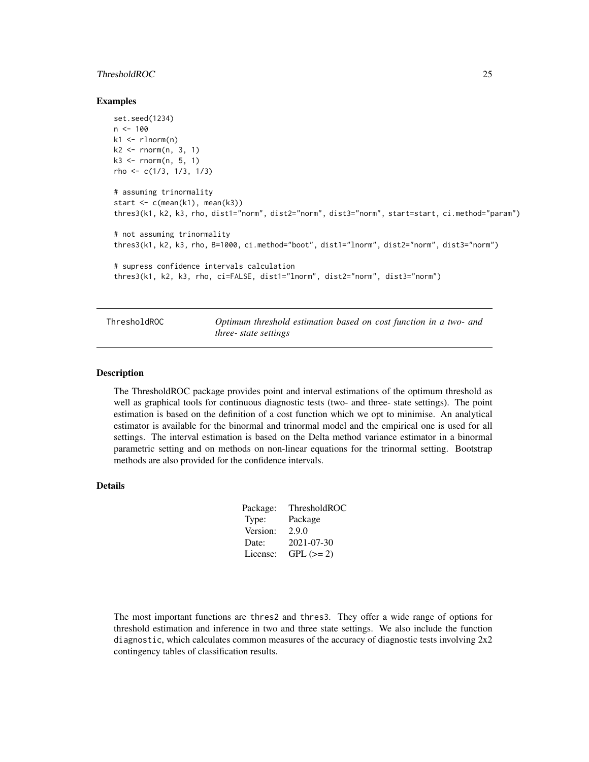## Examples

```
set.seed(1234)
n <- 100
k1 <- rlnorm(n)
k2 <- rnorm(n, 3, 1)
k3 <- rnorm(n, 5, 1)
rho <- c(1/3, 1/3, 1/3)

# assuming trinormality
start <- c(mean(k1), mean(k3))
thres3(k1, k2, k3, rho, dist1="norm", dist2="norm", dist3="norm", start=start, ci.method="param")

# not assuming trinormality
thres3(k1, k2, k3, rho, B=1000, ci.method="boot", dist1="lnorm", dist2="norm", dist3="norm")

# supress confidence intervals calculation
thres3(k1, k2, k3, rho, ci=FALSE, dist1="lnorm", dist2="norm", dist3="norm")
```

---

# ThresholdROC — *Optimum threshold estimation based on cost function in a two- and three- state settings*

## Description

The ThresholdROC package provides point and interval estimations of the optimum threshold as well as graphical tools for continuous diagnostic tests (two- and three- state settings). The point estimation is based on the definition of a cost function which we opt to minimise. An analytical estimator is available for the binormal and trinormal model and the empirical one is used for all settings. The interval estimation is based on the Delta method variance estimator in a binormal parametric setting and on methods on non-linear equations for the trinormal setting. Bootstrap methods are also provided for the confidence intervals.

## Details

| | |
|---|---|
| Package: | ThresholdROC |
| Type: | Package |
| Version: | 2.9.0 |
| Date: | 2021-07-30 |
| License: | GPL (>= 2) |

The most important functions are thres2 and thres3. They offer a wide range of options for threshold estimation and inference in two and three state settings. We also include the function diagnostic, which calculates common measures of the accuracy of diagnostic tests involving 2x2 contingency tables of classification results.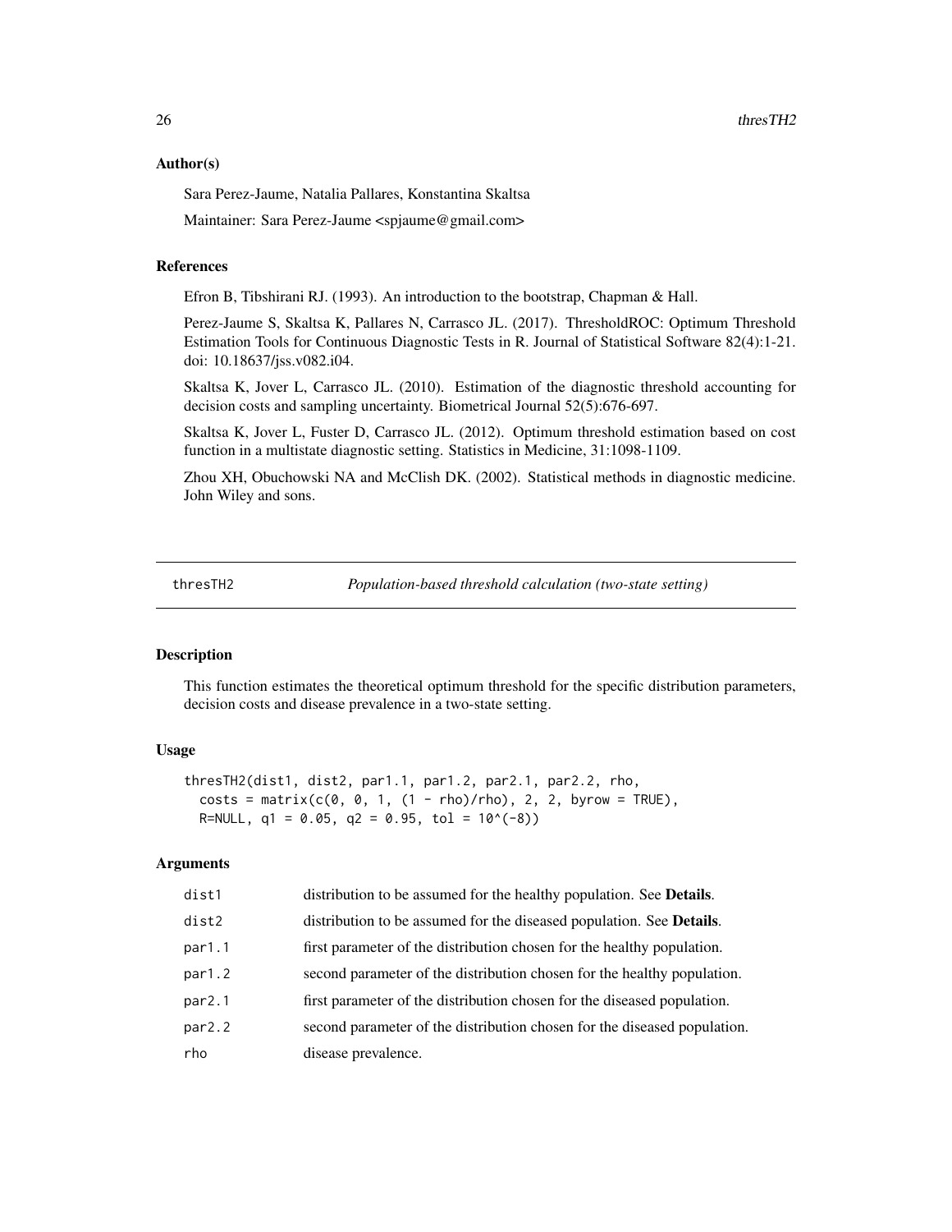### Author(s)

Sara Perez-Jaume, Natalia Pallares, Konstantina Skaltsa

Maintainer: Sara Perez-Jaume <spjaume@gmail.com>

### References

Efron B, Tibshirani RJ. (1993). An introduction to the bootstrap, Chapman & Hall.

Perez-Jaume S, Skaltsa K, Pallares N, Carrasco JL. (2017). ThresholdROC: Optimum Threshold Estimation Tools for Continuous Diagnostic Tests in R. Journal of Statistical Software 82(4):1-21. doi: 10.18637/jss.v082.i04.

Skaltsa K, Jover L, Carrasco JL. (2010). Estimation of the diagnostic threshold accounting for decision costs and sampling uncertainty. Biometrical Journal 52(5):676-697.

Skaltsa K, Jover L, Fuster D, Carrasco JL. (2012). Optimum threshold estimation based on cost function in a multistate diagnostic setting. Statistics in Medicine, 31:1098-1109.

Zhou XH, Obuchowski NA and McClish DK. (2002). Statistical methods in diagnostic medicine. John Wiley and sons.

---

## thresTH2 — *Population-based threshold calculation (two-state setting)*

### Description

This function estimates the theoretical optimum threshold for the specific distribution parameters, decision costs and disease prevalence in a two-state setting.

### Usage

```
thresTH2(dist1, dist2, par1.1, par1.2, par2.1, par2.2, rho,
  costs = matrix(c(0, 0, 1, (1 - rho)/rho), 2, 2, byrow = TRUE),
  R=NULL, q1 = 0.05, q2 = 0.95, tol = 10^(-8))
```

### Arguments

| | |
|---|---|
| dist1 | distribution to be assumed for the healthy population. See **Details**. |
| dist2 | distribution to be assumed for the diseased population. See **Details**. |
| par1.1 | first parameter of the distribution chosen for the healthy population. |
| par1.2 | second parameter of the distribution chosen for the healthy population. |
| par2.1 | first parameter of the distribution chosen for the diseased population. |
| par2.2 | second parameter of the distribution chosen for the diseased population. |
| rho | disease prevalence. |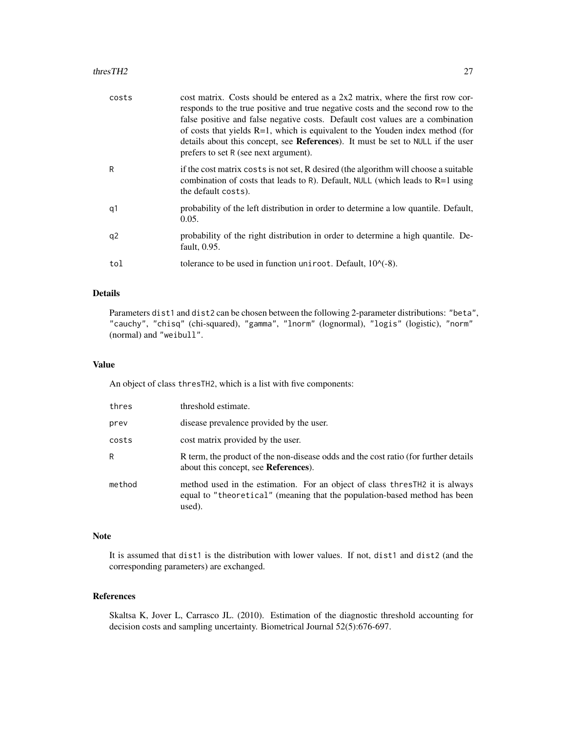| | |
|---|---|
| costs | cost matrix. Costs should be entered as a 2x2 matrix, where the first row corresponds to the true positive and true negative costs and the second row to the false positive and false negative costs. Default cost values are a combination of costs that yields R=1, which is equivalent to the Youden index method (for details about this concept, see **References**). It must be set to NULL if the user prefers to set R (see next argument). |
| R | if the cost matrix costs is not set, R desired (the algorithm will choose a suitable combination of costs that leads to R). Default, NULL (which leads to R=1 using the default costs). |
| q1 | probability of the left distribution in order to determine a low quantile. Default, 0.05. |
| q2 | probability of the right distribution in order to determine a high quantile. Default, 0.95. |
| tol | tolerance to be used in function uniroot. Default, 10^(-8). |

## Details

Parameters dist1 and dist2 can be chosen between the following 2-parameter distributions: "beta", "cauchy", "chisq" (chi-squared), "gamma", "lnorm" (lognormal), "logis" (logistic), "norm" (normal) and "weibull".

## Value

An object of class thresTH2, which is a list with five components:

| | |
|---|---|
| thres | threshold estimate. |
| prev | disease prevalence provided by the user. |
| costs | cost matrix provided by the user. |
| R | R term, the product of the non-disease odds and the cost ratio (for further details about this concept, see **References**). |
| method | method used in the estimation. For an object of class thresTH2 it is always equal to "theoretical" (meaning that the population-based method has been used). |

## Note

It is assumed that dist1 is the distribution with lower values. If not, dist1 and dist2 (and the corresponding parameters) are exchanged.

## References

Skaltsa K, Jover L, Carrasco JL. (2010). Estimation of the diagnostic threshold accounting for decision costs and sampling uncertainty. Biometrical Journal 52(5):676-697.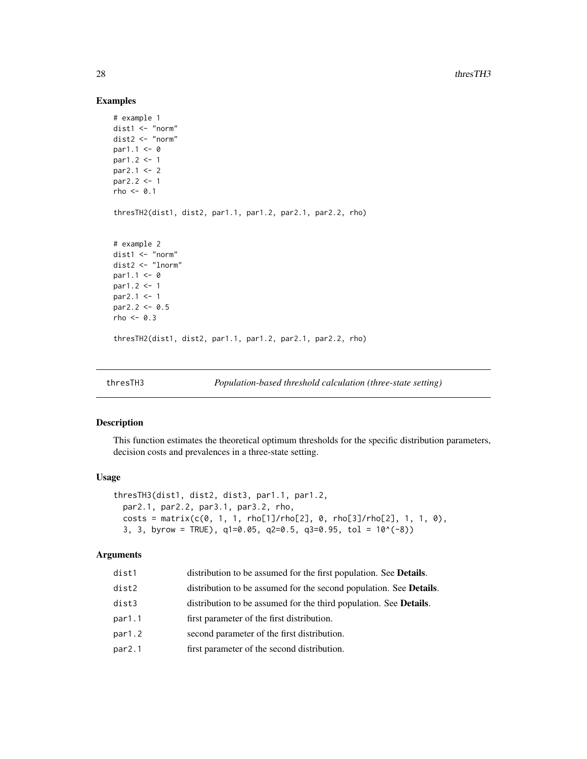## Examples

```
# example 1
dist1 <- "norm"
dist2 <- "norm"
par1.1 <- 0
par1.2 <- 1
par2.1 <- 2
par2.2 <- 1
rho <- 0.1

thresTH2(dist1, dist2, par1.1, par1.2, par2.1, par2.2, rho)


# example 2
dist1 <- "norm"
dist2 <- "lnorm"
par1.1 <- 0
par1.2 <- 1
par2.1 <- 1
par2.2 <- 0.5
rho <- 0.3

thresTH2(dist1, dist2, par1.1, par1.2, par2.1, par2.2, rho)
```

---

# thresTH3 — *Population-based threshold calculation (three-state setting)*

---

## Description

This function estimates the theoretical optimum thresholds for the specific distribution parameters, decision costs and prevalences in a three-state setting.

## Usage

```
thresTH3(dist1, dist2, dist3, par1.1, par1.2,
  par2.1, par2.2, par3.1, par3.2, rho,
  costs = matrix(c(0, 1, 1, rho[1]/rho[2], 0, rho[3]/rho[2], 1, 1, 0),
  3, 3, byrow = TRUE), q1=0.05, q2=0.5, q3=0.95, tol = 10^(-8))
```

## Arguments

| | |
|---|---|
| `dist1` | distribution to be assumed for the first population. See **Details**. |
| `dist2` | distribution to be assumed for the second population. See **Details**. |
| `dist3` | distribution to be assumed for the third population. See **Details**. |
| `par1.1` | first parameter of the first distribution. |
| `par1.2` | second parameter of the first distribution. |
| `par2.1` | first parameter of the second distribution. |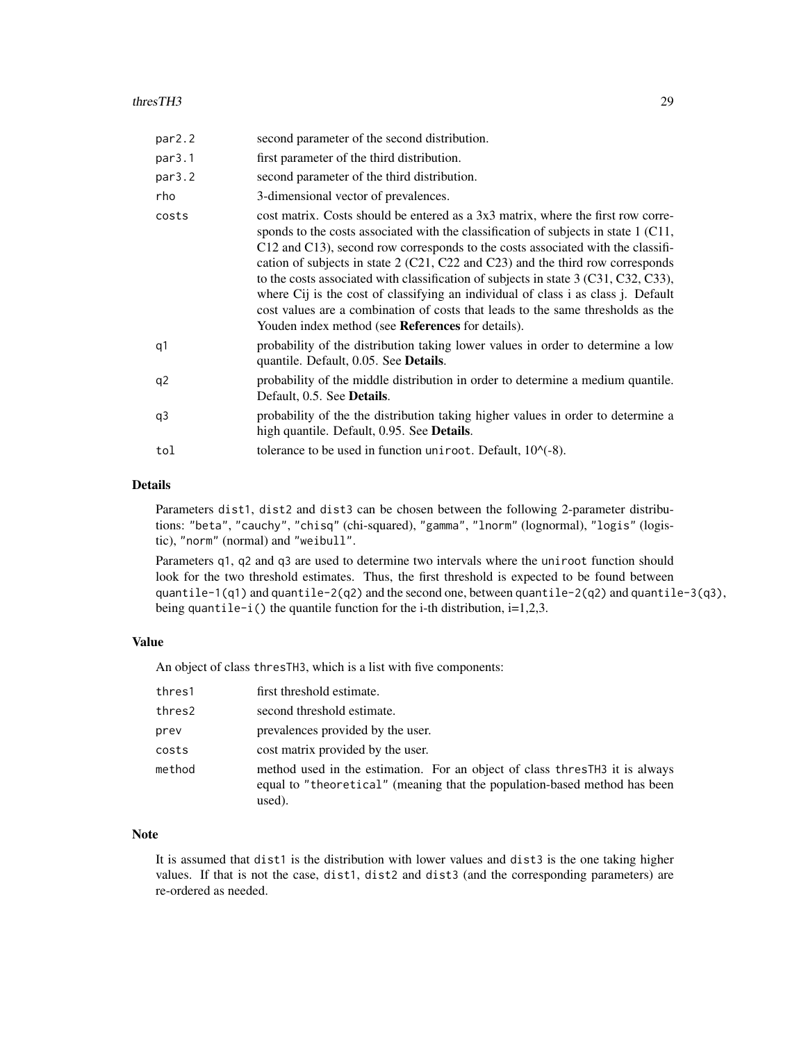| | |
|---|---|
| `par2.2` | second parameter of the second distribution. |
| `par3.1` | first parameter of the third distribution. |
| `par3.2` | second parameter of the third distribution. |
| `rho` | 3-dimensional vector of prevalences. |
| `costs` | cost matrix. Costs should be entered as a 3x3 matrix, where the first row corresponds to the costs associated with the classification of subjects in state 1 (C11, C12 and C13), second row corresponds to the costs associated with the classification of subjects in state 2 (C21, C22 and C23) and the third row corresponds to the costs associated with classification of subjects in state 3 (C31, C32, C33), where Cij is the cost of classifying an individual of class i as class j. Default cost values are a combination of costs that leads to the same thresholds as the Youden index method (see **References** for details). |
| `q1` | probability of the distribution taking lower values in order to determine a low quantile. Default, 0.05. See **Details**. |
| `q2` | probability of the middle distribution in order to determine a medium quantile. Default, 0.5. See **Details**. |
| `q3` | probability of the the distribution taking higher values in order to determine a high quantile. Default, 0.95. See **Details**. |
| `tol` | tolerance to be used in function `uniroot`. Default, 10^(-8). |

## Details

Parameters `dist1`, `dist2` and `dist3` can be chosen between the following 2-parameter distributions: `"beta"`, `"cauchy"`, `"chisq"` (chi-squared), `"gamma"`, `"lnorm"` (lognormal), `"logis"` (logistic), `"norm"` (normal) and `"weibull"`.

Parameters `q1`, `q2` and `q3` are used to determine two intervals where the `uniroot` function should look for the two threshold estimates. Thus, the first threshold is expected to be found between `quantile-1(q1)` and `quantile-2(q2)` and the second one, between `quantile-2(q2)` and `quantile-3(q3)`, being `quantile-i()` the quantile function for the i-th distribution, i=1,2,3.

## Value

An object of class `thresTH3`, which is a list with five components:

| | |
|---|---|
| `thres1` | first threshold estimate. |
| `thres2` | second threshold estimate. |
| `prev` | prevalences provided by the user. |
| `costs` | cost matrix provided by the user. |
| `method` | method used in the estimation. For an object of class `thresTH3` it is always equal to `"theoretical"` (meaning that the population-based method has been used). |

## Note

It is assumed that `dist1` is the distribution with lower values and `dist3` is the one taking higher values. If that is not the case, `dist1`, `dist2` and `dist3` (and the corresponding parameters) are re-ordered as needed.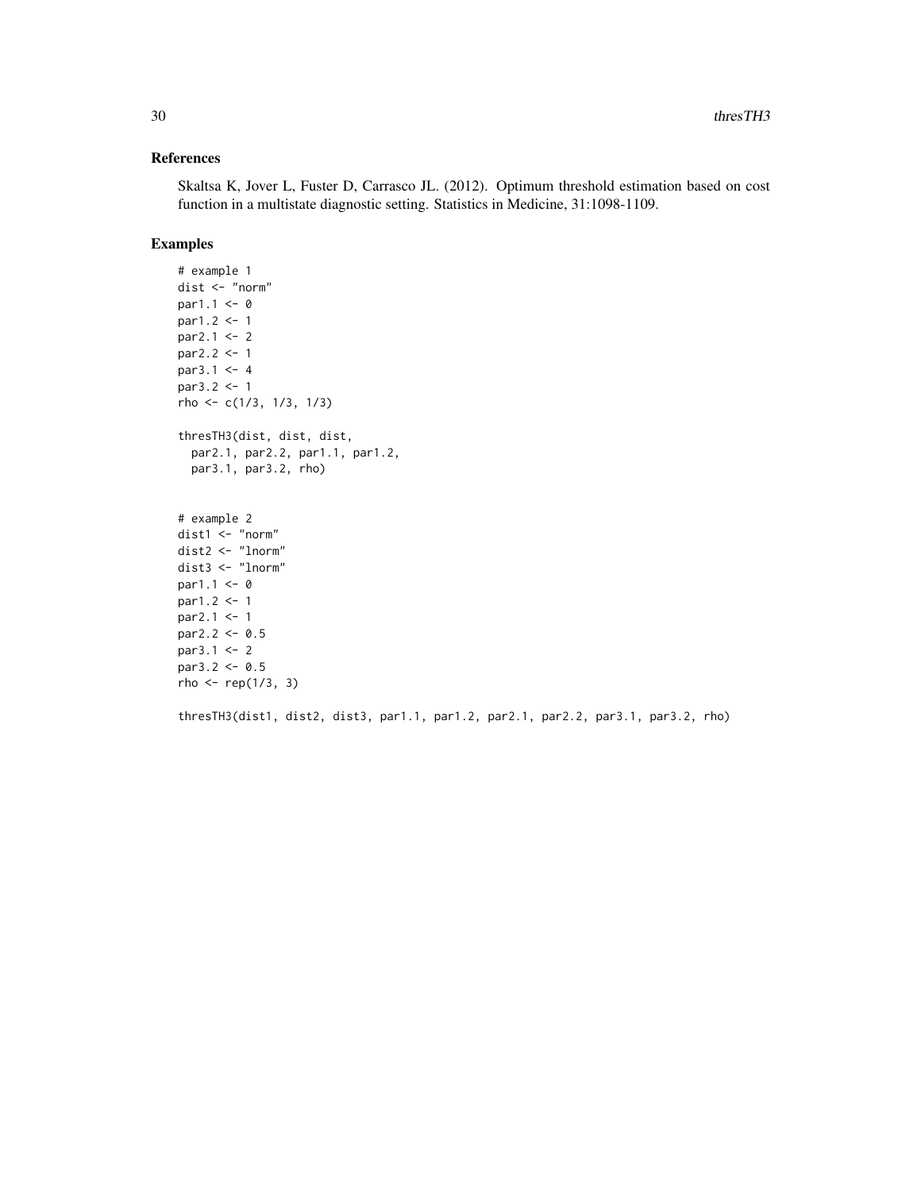## References

Skaltsa K, Jover L, Fuster D, Carrasco JL. (2012). Optimum threshold estimation based on cost function in a multistate diagnostic setting. Statistics in Medicine, 31:1098-1109.

## Examples

```
# example 1
dist <- "norm"
par1.1 <- 0
par1.2 <- 1
par2.1 <- 2
par2.2 <- 1
par3.1 <- 4
par3.2 <- 1
rho <- c(1/3, 1/3, 1/3)

thresTH3(dist, dist, dist,
  par2.1, par2.2, par1.1, par1.2,
  par3.1, par3.2, rho)


# example 2
dist1 <- "norm"
dist2 <- "lnorm"
dist3 <- "lnorm"
par1.1 <- 0
par1.2 <- 1
par2.1 <- 1
par2.2 <- 0.5
par3.1 <- 2
par3.2 <- 0.5
rho <- rep(1/3, 3)

thresTH3(dist1, dist2, dist3, par1.1, par1.2, par2.1, par2.2, par3.1, par3.2, rho)
```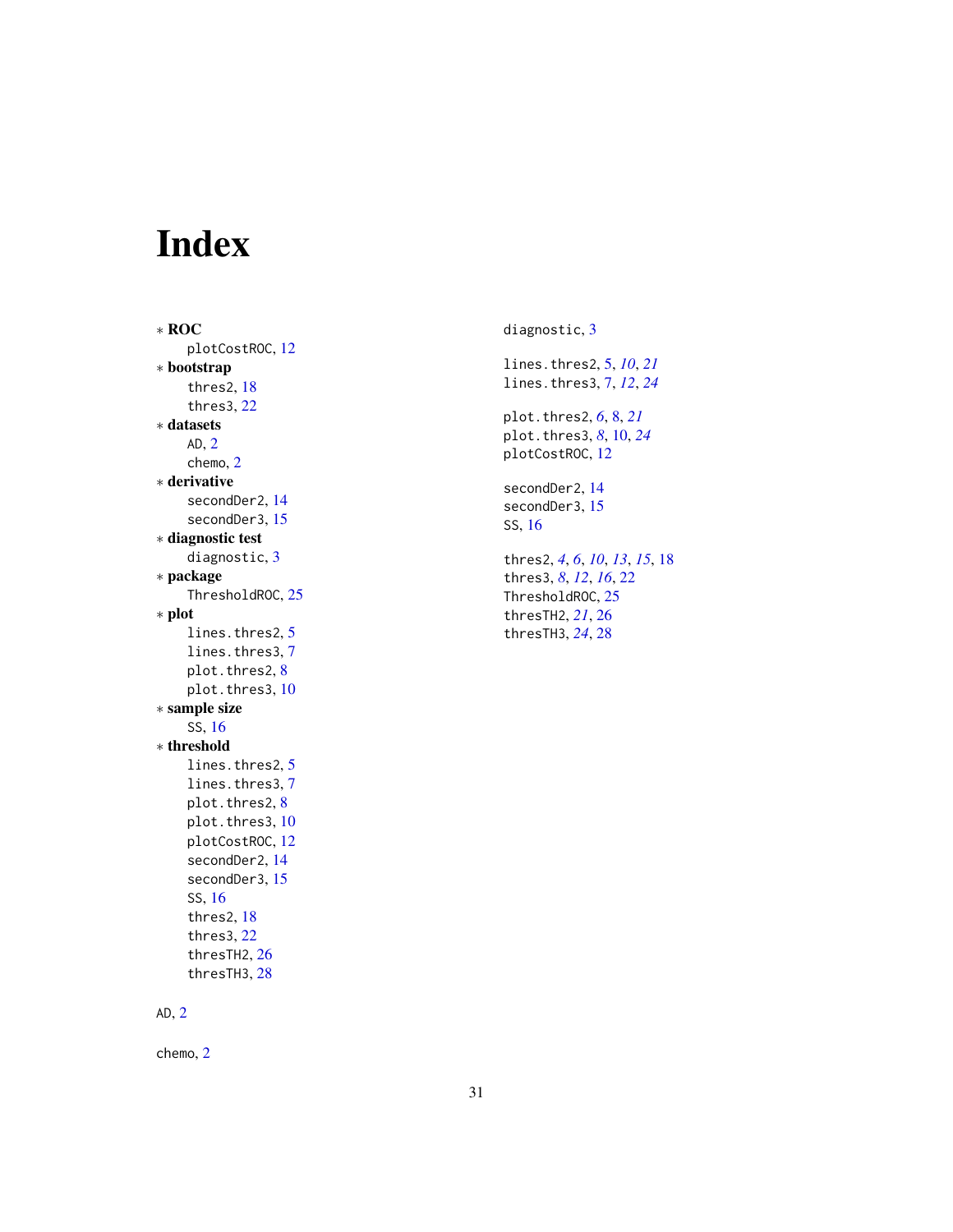# Index

∗ **ROC**
    plotCostROC, 12

∗ **bootstrap**
    thres2, 18
    thres3, 22

∗ **datasets**
    AD, 2
    chemo, 2

∗ **derivative**
    secondDer2, 14
    secondDer3, 15

∗ **diagnostic test**
    diagnostic, 3

∗ **package**
    ThresholdROC, 25

∗ **plot**
    lines.thres2, 5
    lines.thres3, 7
    plot.thres2, 8
    plot.thres3, 10

∗ **sample size**
    SS, 16

∗ **threshold**
    lines.thres2, 5
    lines.thres3, 7
    plot.thres2, 8
    plot.thres3, 10
    plotCostROC, 12
    secondDer2, 14
    secondDer3, 15
    SS, 16
    thres2, 18
    thres3, 22
    thresTH2, 26
    thresTH3, 28

AD, 2

chemo, 2

diagnostic, 3

lines.thres2, 5, *10*, *21*
lines.thres3, 7, *12*, *24*

plot.thres2, *6*, 8, *21*
plot.thres3, *8*, 10, *24*
plotCostROC, 12

secondDer2, 14
secondDer3, 15
SS, 16

thres2, *4*, *6*, *10*, *13*, *15*, 18
thres3, *8*, *12*, *16*, 22
ThresholdROC, 25
thresTH2, *21*, 26
thresTH3, *24*, 28